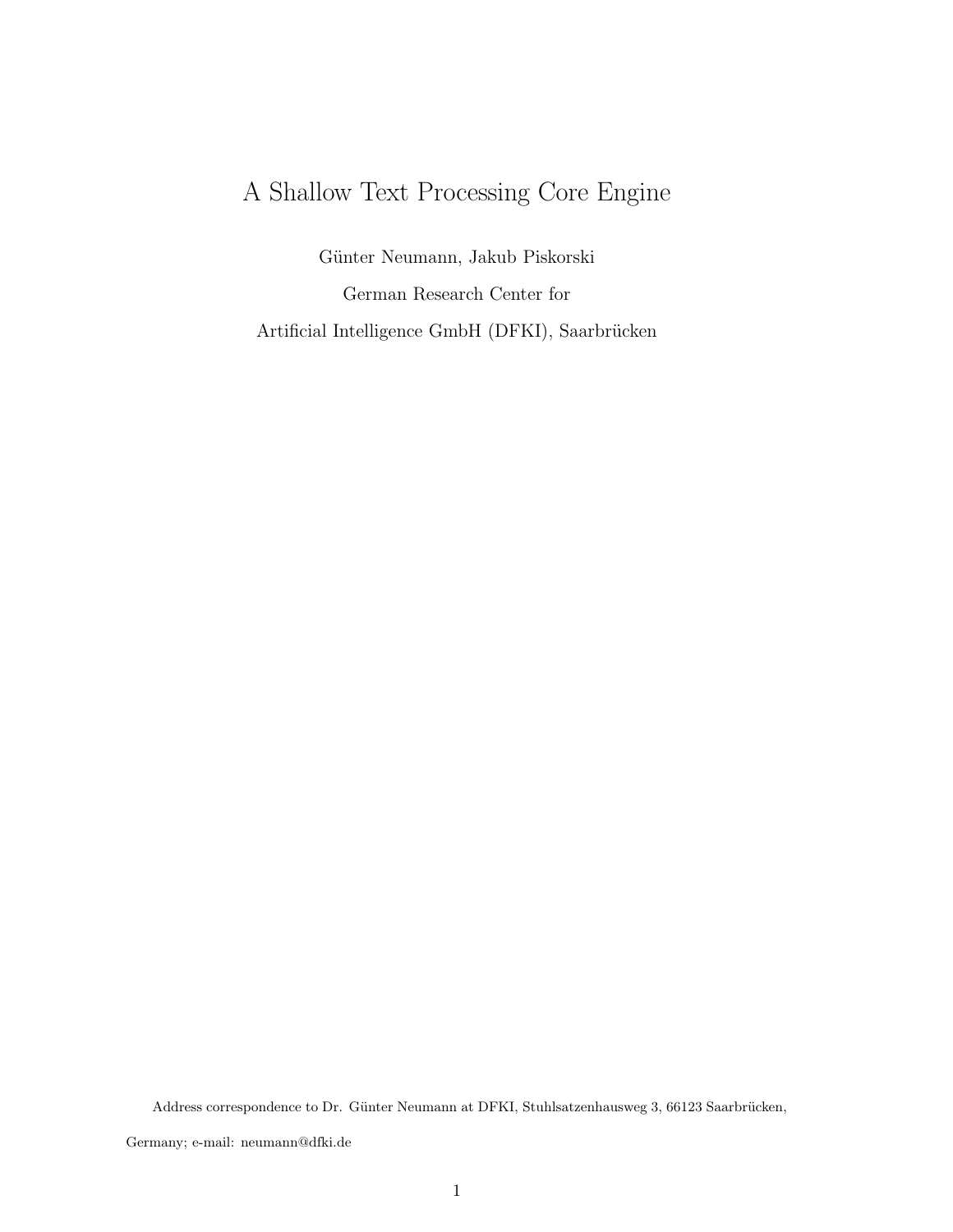# A Shallow Text Processing Core Engine

Günter Neumann, Jakub Piskorski

German Research Center for

Artificial Intelligence GmbH (DFKI), Saarbrücken

Address correspondence to Dr. Günter Neumann at DFKI, Stuhlsatzenhausweg 3, 66123 Saarbrücken, Germany; e-mail: neumann@dfki.de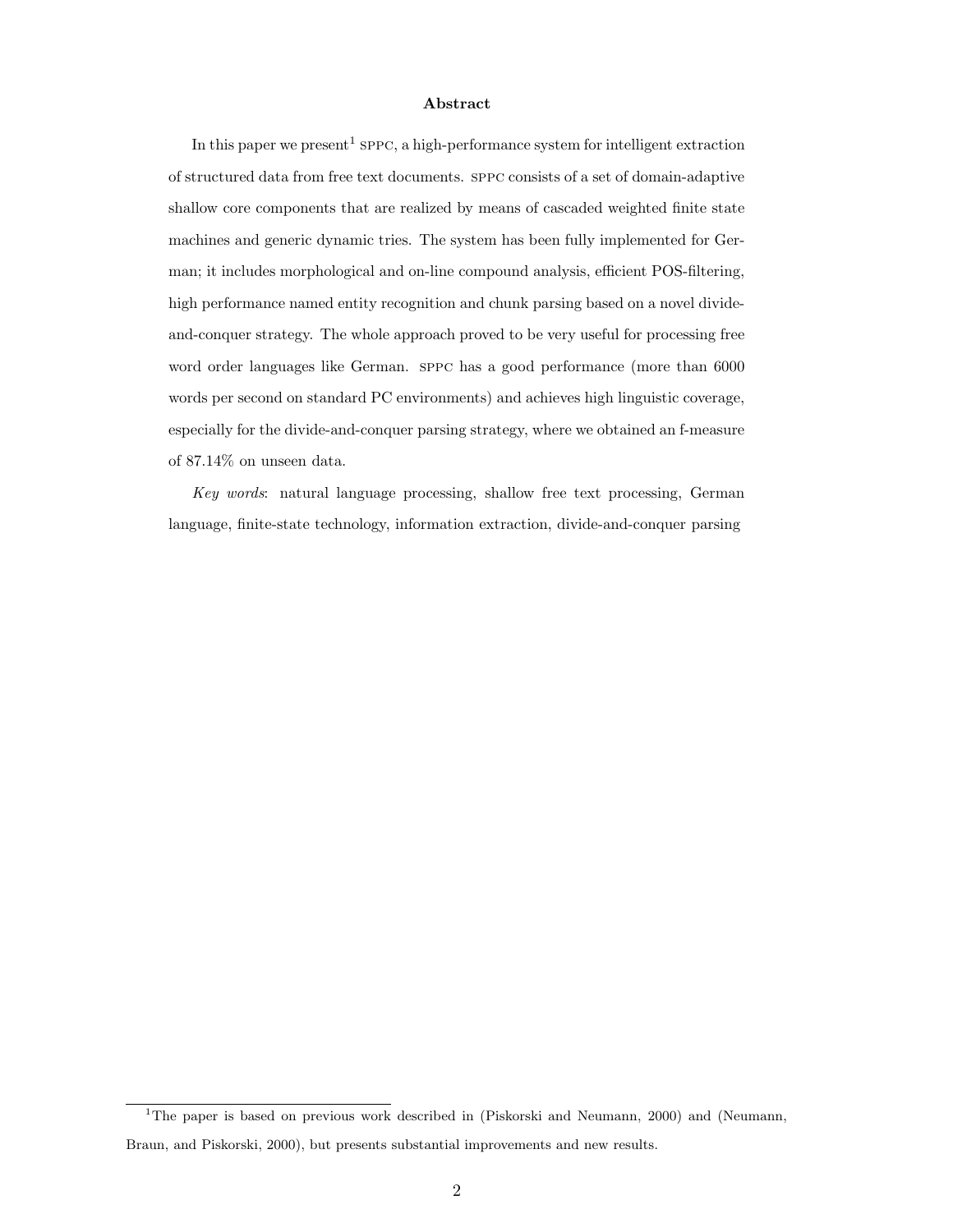## Abstract

In this paper we present[1] SPPC, a high-performance system for intelligent extraction of structured data from free text documents. SPPC consists of a set of domain-adaptive shallow core components that are realized by means of cascaded weighted finite state machines and generic dynamic tries. The system has been fully implemented for German; it includes morphological and on-line compound analysis, efficient POS-filtering, high performance named entity recognition and chunk parsing based on a novel divide-and-conquer strategy. The whole approach proved to be very useful for processing free word order languages like German. SPPC has a good performance (more than 6000 words per second on standard PC environments) and achieves high linguistic coverage, especially for the divide-and-conquer parsing strategy, where we obtained an f-measure of 87.14% on unseen data.

*Key words*: natural language processing, shallow free text processing, German language, finite-state technology, information extraction, divide-and-conquer parsing

---

[1] The paper is based on previous work described in (Piskorski and Neumann, 2000) and (Neumann, Braun, and Piskorski, 2000), but presents substantial improvements and new results.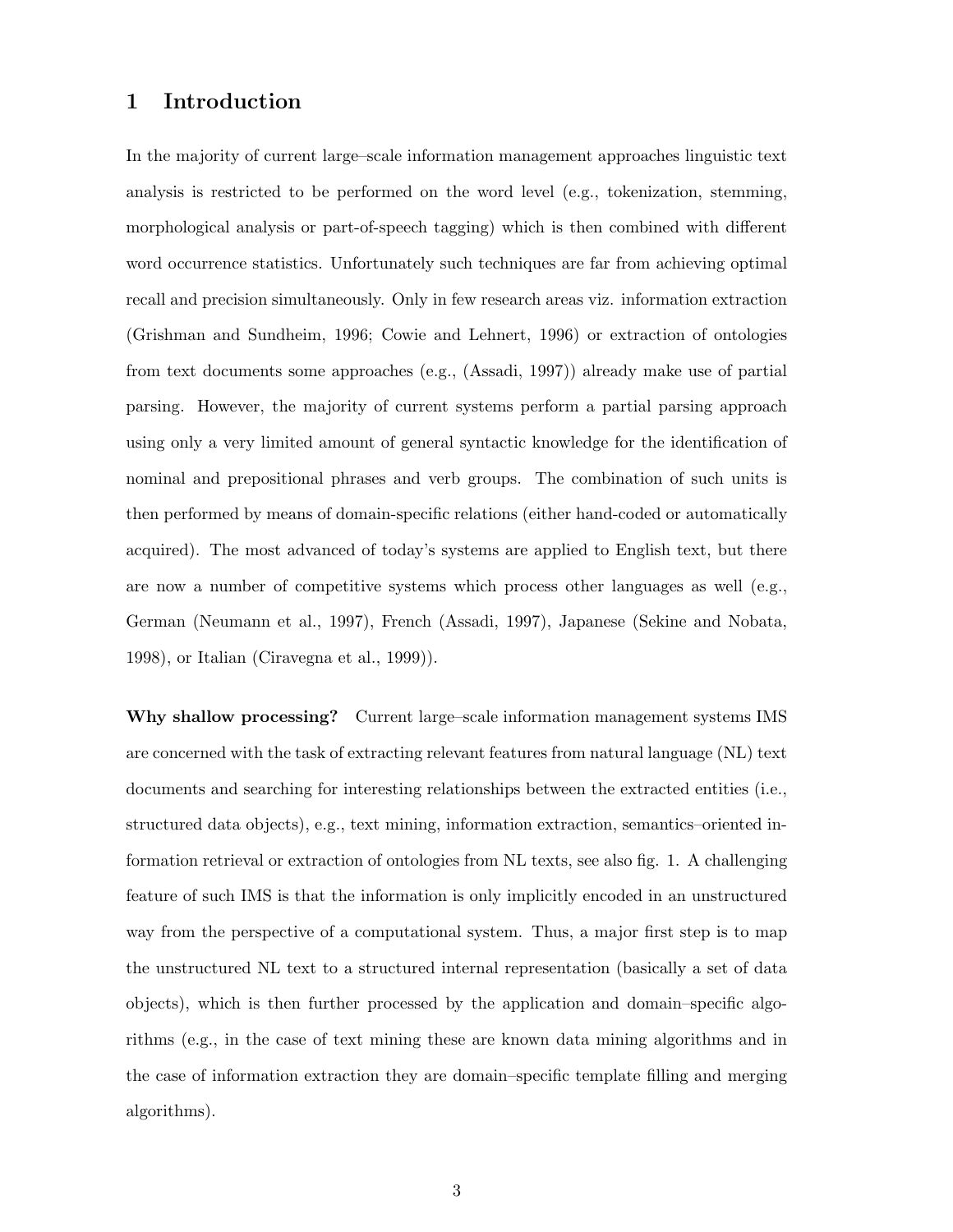# 1 Introduction

In the majority of current large–scale information management approaches linguistic text analysis is restricted to be performed on the word level (e.g., tokenization, stemming, morphological analysis or part-of-speech tagging) which is then combined with different word occurrence statistics. Unfortunately such techniques are far from achieving optimal recall and precision simultaneously. Only in few research areas viz. information extraction (Grishman and Sundheim, 1996; Cowie and Lehnert, 1996) or extraction of ontologies from text documents some approaches (e.g., (Assadi, 1997)) already make use of partial parsing. However, the majority of current systems perform a partial parsing approach using only a very limited amount of general syntactic knowledge for the identification of nominal and prepositional phrases and verb groups. The combination of such units is then performed by means of domain-specific relations (either hand-coded or automatically acquired). The most advanced of today's systems are applied to English text, but there are now a number of competitive systems which process other languages as well (e.g., German (Neumann et al., 1997), French (Assadi, 1997), Japanese (Sekine and Nobata, 1998), or Italian (Ciravegna et al., 1999)).

**Why shallow processing?** Current large–scale information management systems IMS are concerned with the task of extracting relevant features from natural language (NL) text documents and searching for interesting relationships between the extracted entities (i.e., structured data objects), e.g., text mining, information extraction, semantics–oriented information retrieval or extraction of ontologies from NL texts, see also fig. 1. A challenging feature of such IMS is that the information is only implicitly encoded in an unstructured way from the perspective of a computational system. Thus, a major first step is to map the unstructured NL text to a structured internal representation (basically a set of data objects), which is then further processed by the application and domain–specific algorithms (e.g., in the case of text mining these are known data mining algorithms and in the case of information extraction they are domain–specific template filling and merging algorithms).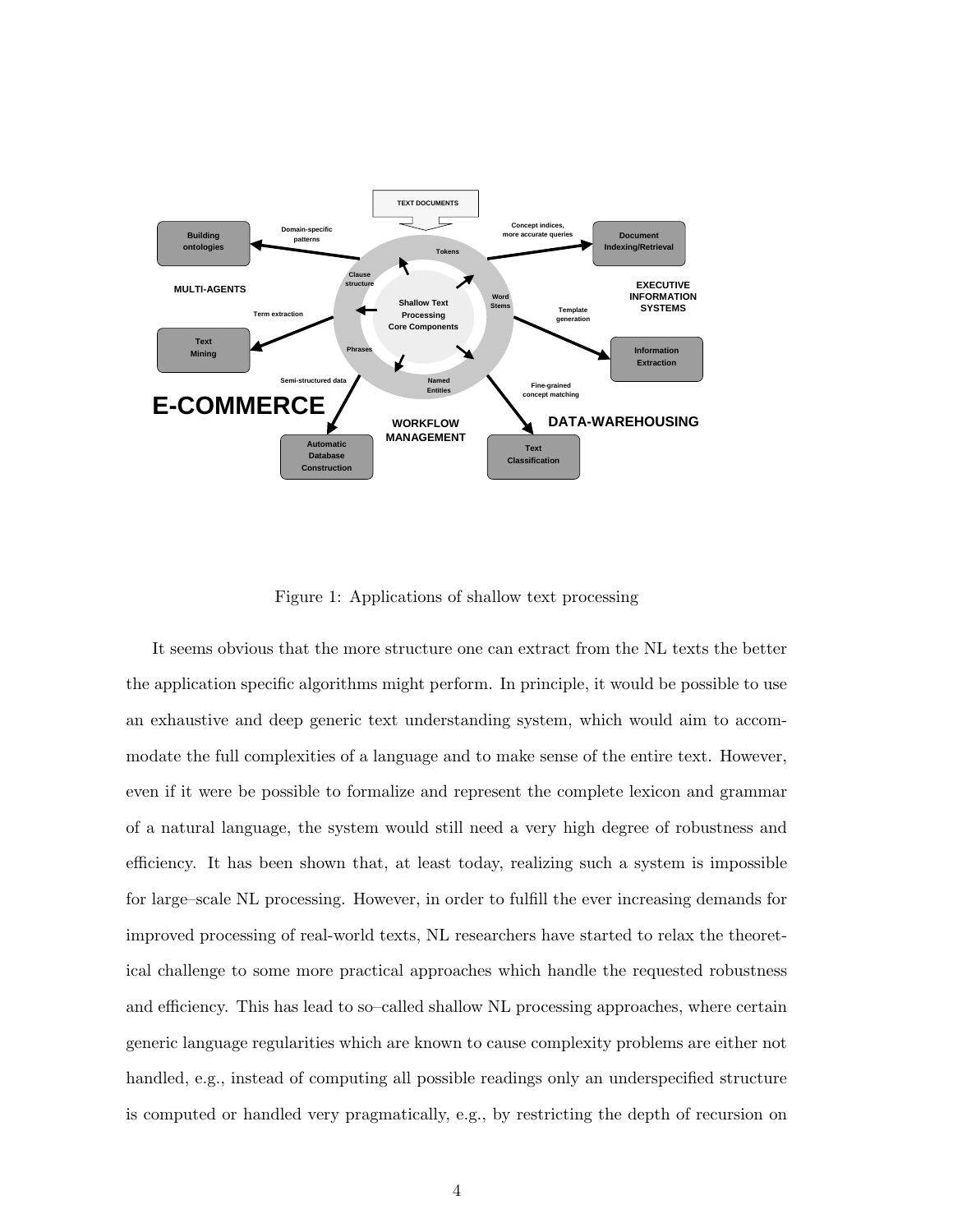Figure 1: Applications of shallow text processing

It seems obvious that the more structure one can extract from the NL texts the better the application specific algorithms might perform. In principle, it would be possible to use an exhaustive and deep generic text understanding system, which would aim to accommodate the full complexities of a language and to make sense of the entire text. However, even if it were be possible to formalize and represent the complete lexicon and grammar of a natural language, the system would still need a very high degree of robustness and efficiency. It has been shown that, at least today, realizing such a system is impossible for large–scale NL processing. However, in order to fulfill the ever increasing demands for improved processing of real-world texts, NL researchers have started to relax the theoretical challenge to some more practical approaches which handle the requested robustness and efficiency. This has lead to so–called shallow NL processing approaches, where certain generic language regularities which are known to cause complexity problems are either not handled, e.g., instead of computing all possible readings only an underspecified structure is computed or handled very pragmatically, e.g., by restricting the depth of recursion on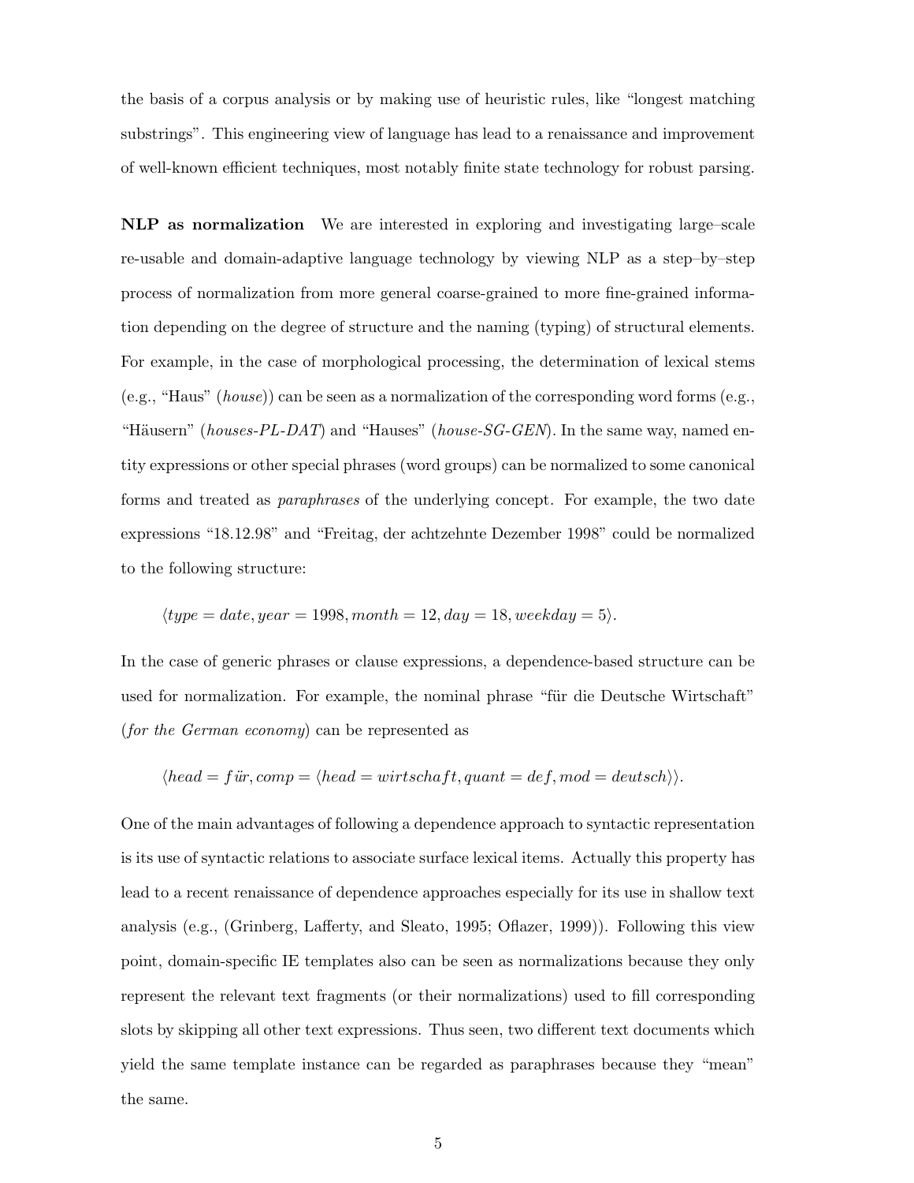the basis of a corpus analysis or by making use of heuristic rules, like "longest matching substrings". This engineering view of language has lead to a renaissance and improvement of well-known efficient techniques, most notably finite state technology for robust parsing.

**NLP as normalization** We are interested in exploring and investigating large–scale re-usable and domain-adaptive language technology by viewing NLP as a step–by–step process of normalization from more general coarse-grained to more fine-grained information depending on the degree of structure and the naming (typing) of structural elements. For example, in the case of morphological processing, the determination of lexical stems (e.g., "Haus" (*house*)) can be seen as a normalization of the corresponding word forms (e.g., "Häusern" (*houses-PL-DAT*) and "Hauses" (*house-SG-GEN*). In the same way, named entity expressions or other special phrases (word groups) can be normalized to some canonical forms and treated as *paraphrases* of the underlying concept. For example, the two date expressions "18.12.98" and "Freitag, der achtzehnte Dezember 1998" could be normalized to the following structure:

$$\langle type = date, year = 1998, month = 12, day = 18, weekday = 5 \rangle.$$

In the case of generic phrases or clause expressions, a dependence-based structure can be used for normalization. For example, the nominal phrase "für die Deutsche Wirtschaft" (*for the German economy*) can be represented as

$$\langle head = f\ddot{u}r, comp = \langle head = wirtschaft, quant = def, mod = deutsch \rangle \rangle.$$

One of the main advantages of following a dependence approach to syntactic representation is its use of syntactic relations to associate surface lexical items. Actually this property has lead to a recent renaissance of dependence approaches especially for its use in shallow text analysis (e.g., (Grinberg, Lafferty, and Sleato, 1995; Oflazer, 1999)). Following this view point, domain-specific IE templates also can be seen as normalizations because they only represent the relevant text fragments (or their normalizations) used to fill corresponding slots by skipping all other text expressions. Thus seen, two different text documents which yield the same template instance can be regarded as paraphrases because they "mean" the same.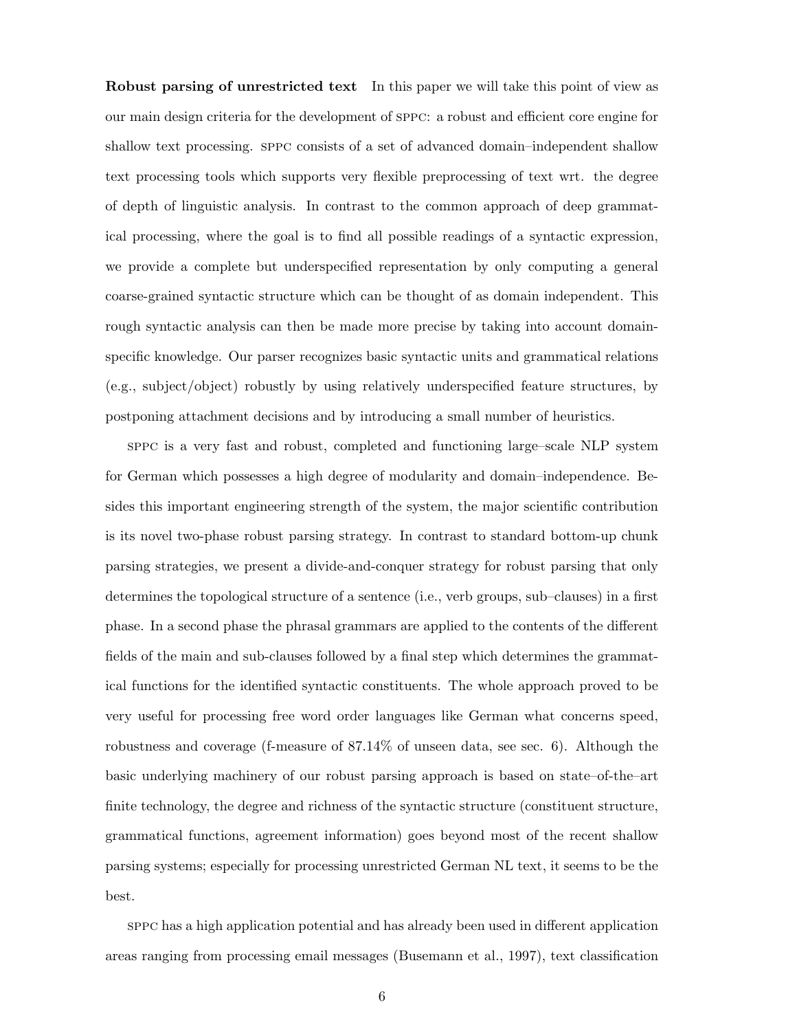**Robust parsing of unrestricted text** In this paper we will take this point of view as our main design criteria for the development of SPPC: a robust and efficient core engine for shallow text processing. SPPC consists of a set of advanced domain–independent shallow text processing tools which supports very flexible preprocessing of text wrt. the degree of depth of linguistic analysis. In contrast to the common approach of deep grammatical processing, where the goal is to find all possible readings of a syntactic expression, we provide a complete but underspecified representation by only computing a general coarse-grained syntactic structure which can be thought of as domain independent. This rough syntactic analysis can then be made more precise by taking into account domain-specific knowledge. Our parser recognizes basic syntactic units and grammatical relations (e.g., subject/object) robustly by using relatively underspecified feature structures, by postponing attachment decisions and by introducing a small number of heuristics.

SPPC is a very fast and robust, completed and functioning large–scale NLP system for German which possesses a high degree of modularity and domain–independence. Besides this important engineering strength of the system, the major scientific contribution is its novel two-phase robust parsing strategy. In contrast to standard bottom-up chunk parsing strategies, we present a divide-and-conquer strategy for robust parsing that only determines the topological structure of a sentence (i.e., verb groups, sub–clauses) in a first phase. In a second phase the phrasal grammars are applied to the contents of the different fields of the main and sub-clauses followed by a final step which determines the grammatical functions for the identified syntactic constituents. The whole approach proved to be very useful for processing free word order languages like German what concerns speed, robustness and coverage (f-measure of 87.14% of unseen data, see sec. 6). Although the basic underlying machinery of our robust parsing approach is based on state–of-the–art finite technology, the degree and richness of the syntactic structure (constituent structure, grammatical functions, agreement information) goes beyond most of the recent shallow parsing systems; especially for processing unrestricted German NL text, it seems to be the best.

SPPC has a high application potential and has already been used in different application areas ranging from processing email messages (Busemann et al., 1997), text classification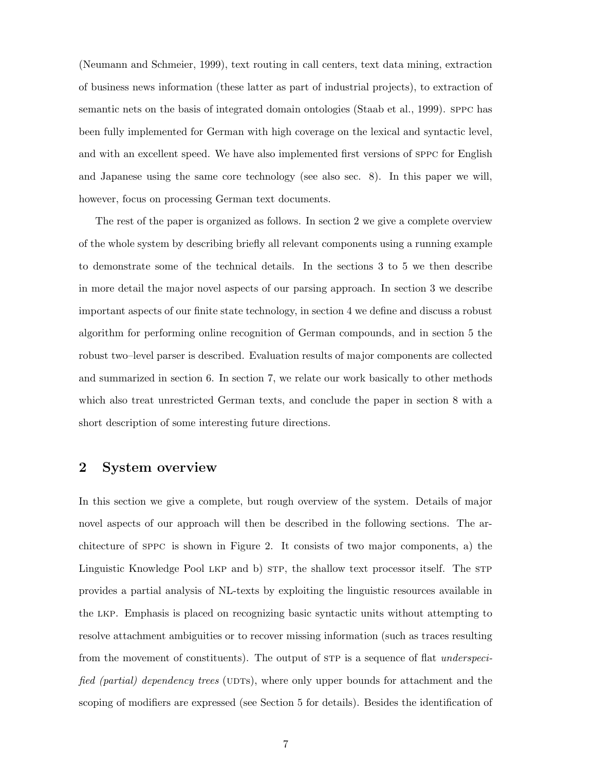(Neumann and Schmeier, 1999), text routing in call centers, text data mining, extraction of business news information (these latter as part of industrial projects), to extraction of semantic nets on the basis of integrated domain ontologies (Staab et al., 1999). SPPC has been fully implemented for German with high coverage on the lexical and syntactic level, and with an excellent speed. We have also implemented first versions of SPPC for English and Japanese using the same core technology (see also sec. 8). In this paper we will, however, focus on processing German text documents.

The rest of the paper is organized as follows. In section 2 we give a complete overview of the whole system by describing briefly all relevant components using a running example to demonstrate some of the technical details. In the sections 3 to 5 we then describe in more detail the major novel aspects of our parsing approach. In section 3 we describe important aspects of our finite state technology, in section 4 we define and discuss a robust algorithm for performing online recognition of German compounds, and in section 5 the robust two–level parser is described. Evaluation results of major components are collected and summarized in section 6. In section 7, we relate our work basically to other methods which also treat unrestricted German texts, and conclude the paper in section 8 with a short description of some interesting future directions.

## 2 System overview

In this section we give a complete, but rough overview of the system. Details of major novel aspects of our approach will then be described in the following sections. The architecture of SPPC is shown in Figure 2. It consists of two major components, a) the Linguistic Knowledge Pool LKP and b) STP, the shallow text processor itself. The STP provides a partial analysis of NL-texts by exploiting the linguistic resources available in the LKP. Emphasis is placed on recognizing basic syntactic units without attempting to resolve attachment ambiguities or to recover missing information (such as traces resulting from the movement of constituents). The output of STP is a sequence of flat *underspecified (partial) dependency trees* (UDTs), where only upper bounds for attachment and the scoping of modifiers are expressed (see Section 5 for details). Besides the identification of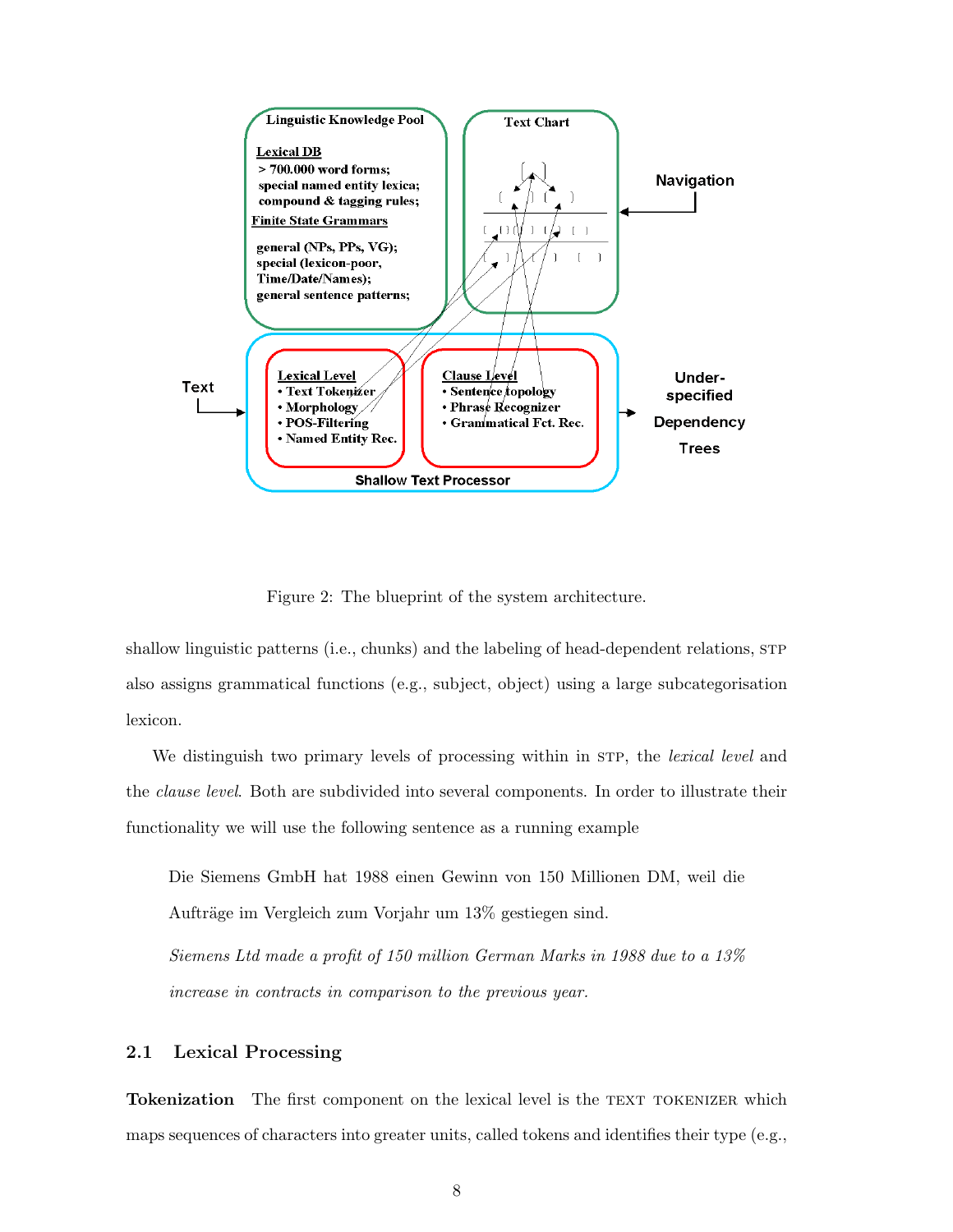Figure 2: The blueprint of the system architecture.

shallow linguistic patterns (i.e., chunks) and the labeling of head-dependent relations, STP also assigns grammatical functions (e.g., subject, object) using a large subcategorisation lexicon.

We distinguish two primary levels of processing within in STP, the *lexical level* and the *clause level*. Both are subdivided into several components. In order to illustrate their functionality we will use the following sentence as a running example

> Die Siemens GmbH hat 1988 einen Gewinn von 150 Millionen DM, weil die Aufträge im Vergleich zum Vorjahr um 13% gestiegen sind.
>
> *Siemens Ltd made a profit of 150 million German Marks in 1988 due to a 13% increase in contracts in comparison to the previous year.*

## 2.1 Lexical Processing

**Tokenization** The first component on the lexical level is the TEXT TOKENIZER which maps sequences of characters into greater units, called tokens and identifies their type (e.g.,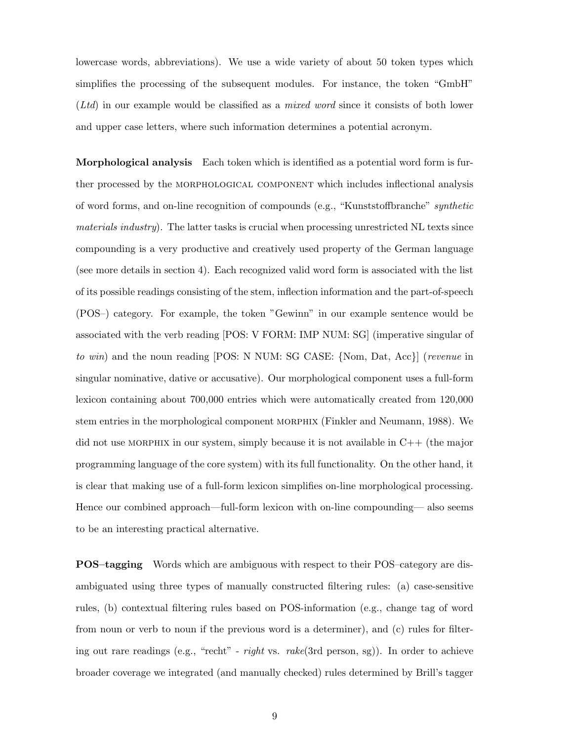lowercase words, abbreviations). We use a wide variety of about 50 token types which simplifies the processing of the subsequent modules. For instance, the token "GmbH" (*Ltd*) in our example would be classified as a *mixed word* since it consists of both lower and upper case letters, where such information determines a potential acronym.

**Morphological analysis** Each token which is identified as a potential word form is further processed by the MORPHOLOGICAL COMPONENT which includes inflectional analysis of word forms, and on-line recognition of compounds (e.g., "Kunststoffbranche" *synthetic materials industry*). The latter tasks is crucial when processing unrestricted NL texts since compounding is a very productive and creatively used property of the German language (see more details in section 4). Each recognized valid word form is associated with the list of its possible readings consisting of the stem, inflection information and the part-of-speech (POS–) category. For example, the token "Gewinn" in our example sentence would be associated with the verb reading [POS: V FORM: IMP NUM: SG] (imperative singular of *to win*) and the noun reading [POS: N NUM: SG CASE: {Nom, Dat, Acc}] (*revenue* in singular nominative, dative or accusative). Our morphological component uses a full-form lexicon containing about 700,000 entries which were automatically created from 120,000 stem entries in the morphological component MORPHIX (Finkler and Neumann, 1988). We did not use MORPHIX in our system, simply because it is not available in C++ (the major programming language of the core system) with its full functionality. On the other hand, it is clear that making use of a full-form lexicon simplifies on-line morphological processing. Hence our combined approach—full-form lexicon with on-line compounding— also seems to be an interesting practical alternative.

**POS–tagging** Words which are ambiguous with respect to their POS–category are disambiguated using three types of manually constructed filtering rules: (a) case-sensitive rules, (b) contextual filtering rules based on POS-information (e.g., change tag of word from noun or verb to noun if the previous word is a determiner), and (c) rules for filtering out rare readings (e.g., "recht" - *right* vs. *rake*(3rd person, sg)). In order to achieve broader coverage we integrated (and manually checked) rules determined by Brill's tagger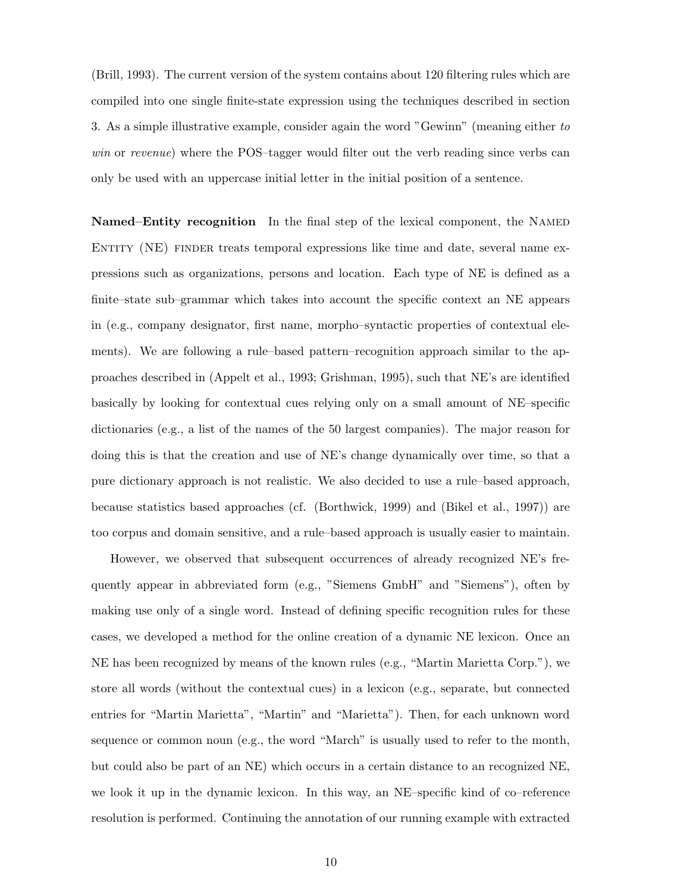(Brill, 1993). The current version of the system contains about 120 filtering rules which are compiled into one single finite-state expression using the techniques described in section 3. As a simple illustrative example, consider again the word "Gewinn" (meaning either *to win* or *revenue*) where the POS–tagger would filter out the verb reading since verbs can only be used with an uppercase initial letter in the initial position of a sentence.

**Named–Entity recognition** In the final step of the lexical component, the NAMED ENTITY (NE) FINDER treats temporal expressions like time and date, several name expressions such as organizations, persons and location. Each type of NE is defined as a finite–state sub–grammar which takes into account the specific context an NE appears in (e.g., company designator, first name, morpho–syntactic properties of contextual elements). We are following a rule–based pattern–recognition approach similar to the approaches described in (Appelt et al., 1993; Grishman, 1995), such that NE's are identified basically by looking for contextual cues relying only on a small amount of NE–specific dictionaries (e.g., a list of the names of the 50 largest companies). The major reason for doing this is that the creation and use of NE's change dynamically over time, so that a pure dictionary approach is not realistic. We also decided to use a rule–based approach, because statistics based approaches (cf. (Borthwick, 1999) and (Bikel et al., 1997)) are too corpus and domain sensitive, and a rule–based approach is usually easier to maintain.

However, we observed that subsequent occurrences of already recognized NE's frequently appear in abbreviated form (e.g., "Siemens GmbH" and "Siemens"), often by making use only of a single word. Instead of defining specific recognition rules for these cases, we developed a method for the online creation of a dynamic NE lexicon. Once an NE has been recognized by means of the known rules (e.g., "Martin Marietta Corp."), we store all words (without the contextual cues) in a lexicon (e.g., separate, but connected entries for "Martin Marietta", "Martin" and "Marietta"). Then, for each unknown word sequence or common noun (e.g., the word "March" is usually used to refer to the month, but could also be part of an NE) which occurs in a certain distance to an recognized NE, we look it up in the dynamic lexicon. In this way, an NE–specific kind of co–reference resolution is performed. Continuing the annotation of our running example with extracted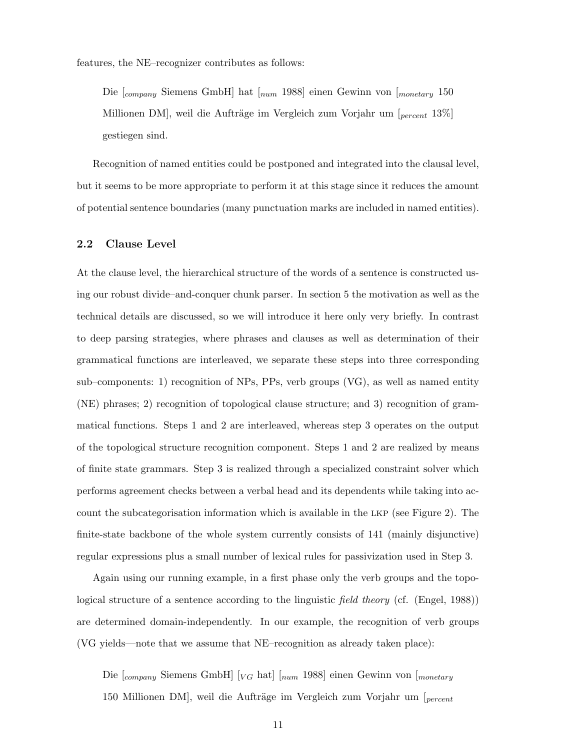features, the NE–recognizer contributes as follows:

> Die [$_{company}$ Siemens GmbH] hat [$_{num}$ 1988] einen Gewinn von [$_{monetary}$ 150 Millionen DM], weil die Aufträge im Vergleich zum Vorjahr um [$_{percent}$ 13%] gestiegen sind.

Recognition of named entities could be postponed and integrated into the clausal level, but it seems to be more appropriate to perform it at this stage since it reduces the amount of potential sentence boundaries (many punctuation marks are included in named entities).

### 2.2 Clause Level

At the clause level, the hierarchical structure of the words of a sentence is constructed using our robust divide–and-conquer chunk parser. In section 5 the motivation as well as the technical details are discussed, so we will introduce it here only very briefly. In contrast to deep parsing strategies, where phrases and clauses as well as determination of their grammatical functions are interleaved, we separate these steps into three corresponding sub–components: 1) recognition of NPs, PPs, verb groups (VG), as well as named entity (NE) phrases; 2) recognition of topological clause structure; and 3) recognition of grammatical functions. Steps 1 and 2 are interleaved, whereas step 3 operates on the output of the topological structure recognition component. Steps 1 and 2 are realized by means of finite state grammars. Step 3 is realized through a specialized constraint solver which performs agreement checks between a verbal head and its dependents while taking into account the subcategorisation information which is available in the LKP (see Figure 2). The finite-state backbone of the whole system currently consists of 141 (mainly disjunctive) regular expressions plus a small number of lexical rules for passivization used in Step 3.

Again using our running example, in a first phase only the verb groups and the topological structure of a sentence according to the linguistic *field theory* (cf. (Engel, 1988)) are determined domain-independently. In our example, the recognition of verb groups (VG yields—note that we assume that NE–recognition as already taken place):

> Die [$_{company}$ Siemens GmbH] [$_{VG}$ hat] [$_{num}$ 1988] einen Gewinn von [$_{monetary}$ 150 Millionen DM], weil die Aufträge im Vergleich zum Vorjahr um [$_{percent}$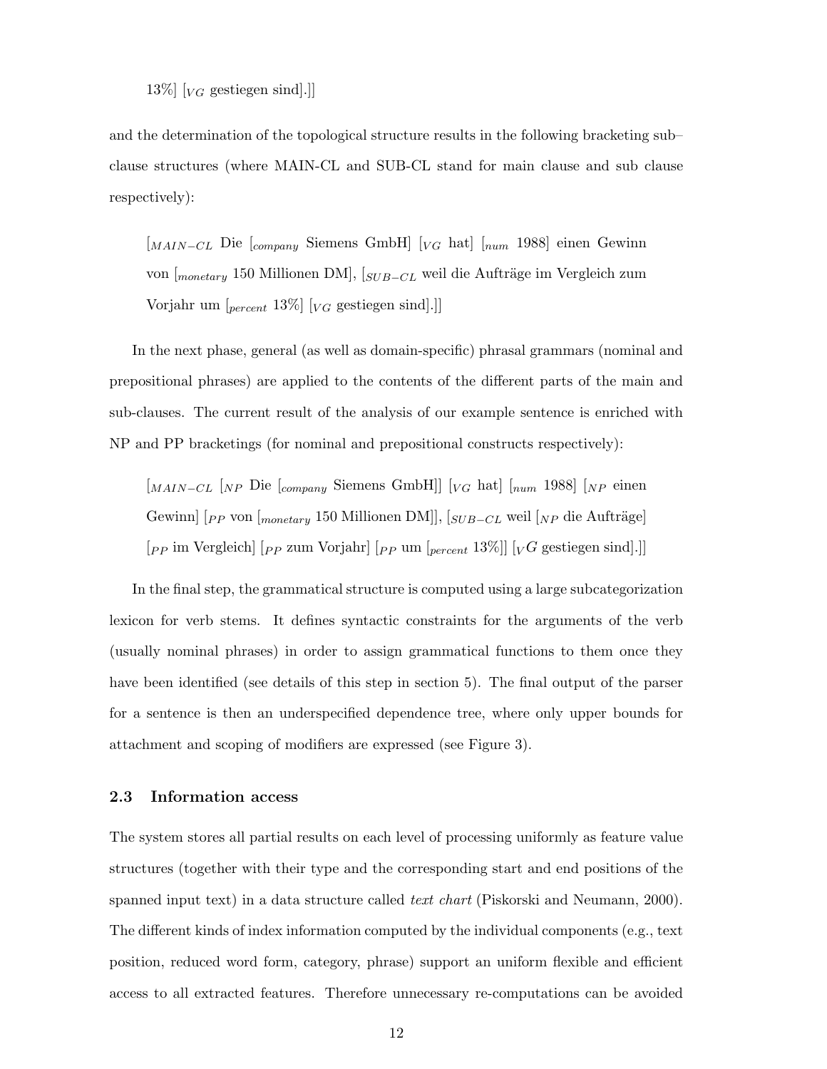13%] [$_{VG}$ gestiegen sind].]]

and the determination of the topological structure results in the following bracketing sub–clause structures (where MAIN-CL and SUB-CL stand for main clause and sub clause respectively):

> [$_{MAIN-CL}$ Die [$_{company}$ Siemens GmbH] [$_{VG}$ hat] [$_{num}$ 1988] einen Gewinn von [$_{monetary}$ 150 Millionen DM], [$_{SUB-CL}$ weil die Aufträge im Vergleich zum Vorjahr um [$_{percent}$ 13%] [$_{VG}$ gestiegen sind].]]

In the next phase, general (as well as domain-specific) phrasal grammars (nominal and prepositional phrases) are applied to the contents of the different parts of the main and sub-clauses. The current result of the analysis of our example sentence is enriched with NP and PP bracketings (for nominal and prepositional constructs respectively):

> [$_{MAIN-CL}$ [$_{NP}$ Die [$_{company}$ Siemens GmbH]] [$_{VG}$ hat] [$_{num}$ 1988] [$_{NP}$ einen Gewinn] [$_{PP}$ von [$_{monetary}$ 150 Millionen DM]], [$_{SUB-CL}$ weil [$_{NP}$ die Aufträge] [$_{PP}$ im Vergleich] [$_{PP}$ zum Vorjahr] [$_{PP}$ um [$_{percent}$ 13%]] [$_{V}G$ gestiegen sind].]]

In the final step, the grammatical structure is computed using a large subcategorization lexicon for verb stems. It defines syntactic constraints for the arguments of the verb (usually nominal phrases) in order to assign grammatical functions to them once they have been identified (see details of this step in section 5). The final output of the parser for a sentence is then an underspecified dependence tree, where only upper bounds for attachment and scoping of modifiers are expressed (see Figure 3).

### 2.3 Information access

The system stores all partial results on each level of processing uniformly as feature value structures (together with their type and the corresponding start and end positions of the spanned input text) in a data structure called *text chart* (Piskorski and Neumann, 2000). The different kinds of index information computed by the individual components (e.g., text position, reduced word form, category, phrase) support an uniform flexible and efficient access to all extracted features. Therefore unnecessary re-computations can be avoided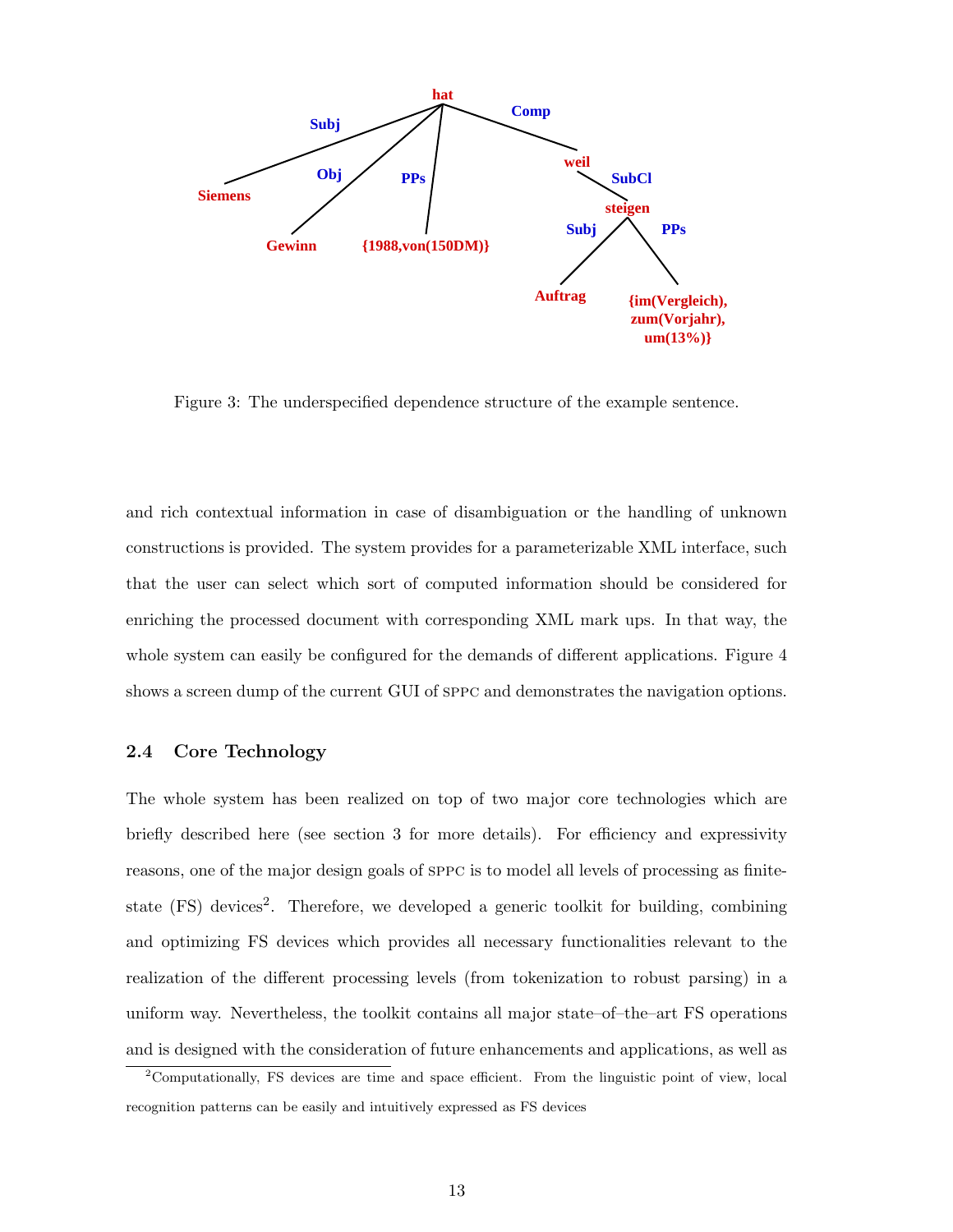Figure 3: The underspecified dependence structure of the example sentence.

and rich contextual information in case of disambiguation or the handling of unknown constructions is provided. The system provides for a parameterizable XML interface, such that the user can select which sort of computed information should be considered for enriching the processed document with corresponding XML mark ups. In that way, the whole system can easily be configured for the demands of different applications. Figure 4 shows a screen dump of the current GUI of SPPC and demonstrates the navigation options.

### 2.4 Core Technology

The whole system has been realized on top of two major core technologies which are briefly described here (see section 3 for more details). For efficiency and expressivity reasons, one of the major design goals of SPPC is to model all levels of processing as finite-state (FS) devices[2]. Therefore, we developed a generic toolkit for building, combining and optimizing FS devices which provides all necessary functionalities relevant to the realization of the different processing levels (from tokenization to robust parsing) in a uniform way. Nevertheless, the toolkit contains all major state–of–the–art FS operations and is designed with the consideration of future enhancements and applications, as well as

[2]Computationally, FS devices are time and space efficient. From the linguistic point of view, local recognition patterns can be easily and intuitively expressed as FS devices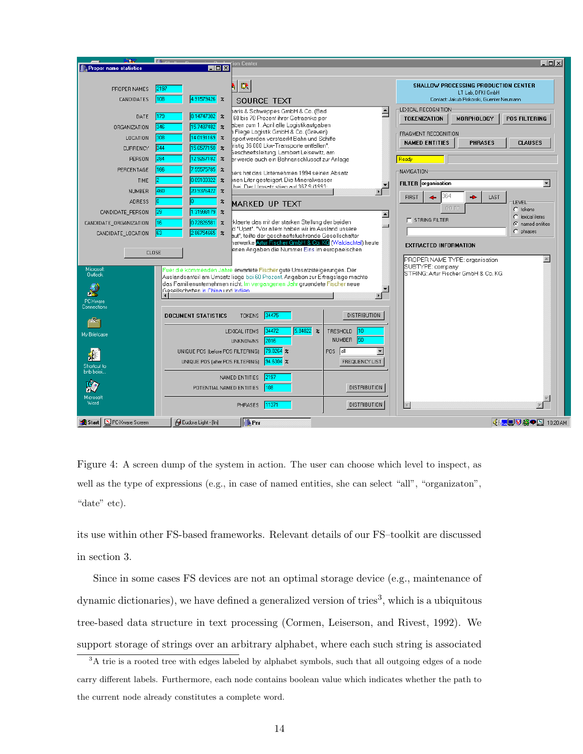Figure 4: A screen dump of the system in action. The user can choose which level to inspect, as well as the type of expressions (e.g., in case of named entities, she can select "all", "organizaton", "date" etc).

its use within other FS-based frameworks. Relevant details of our FS–toolkit are discussed in section 3.

Since in some cases FS devices are not an optimal storage device (e.g., maintenance of dynamic dictionaries), we have defined a generalized version of tries[3], which is a ubiquitous tree-based data structure in text processing (Cormen, Leiserson, and Rivest, 1992). We support storage of strings over an arbitrary alphabet, where each such string is associated

[3]A trie is a rooted tree with edges labeled by alphabet symbols, such that all outgoing edges of a node carry different labels. Furthermore, each node contains boolean value which indicates whether the path to the current node already constitutes a complete word.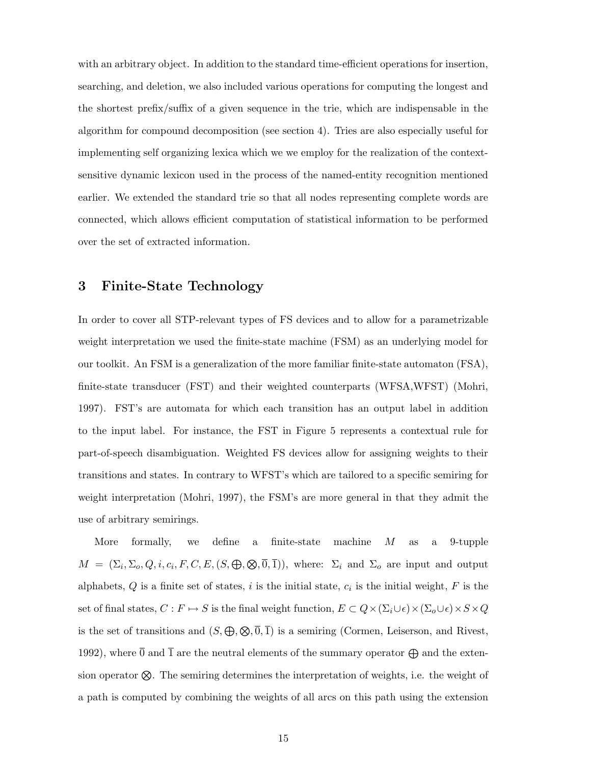with an arbitrary object. In addition to the standard time-efficient operations for insertion, searching, and deletion, we also included various operations for computing the longest and the shortest prefix/suffix of a given sequence in the trie, which are indispensable in the algorithm for compound decomposition (see section 4). Tries are also especially useful for implementing self organizing lexica which we we employ for the realization of the context-sensitive dynamic lexicon used in the process of the named-entity recognition mentioned earlier. We extended the standard trie so that all nodes representing complete words are connected, which allows efficient computation of statistical information to be performed over the set of extracted information.

## 3 Finite-State Technology

In order to cover all STP-relevant types of FS devices and to allow for a parametrizable weight interpretation we used the finite-state machine (FSM) as an underlying model for our toolkit. An FSM is a generalization of the more familiar finite-state automaton (FSA), finite-state transducer (FST) and their weighted counterparts (WFSA,WFST) (Mohri, 1997). FST's are automata for which each transition has an output label in addition to the input label. For instance, the FST in Figure 5 represents a contextual rule for part-of-speech disambiguation. Weighted FS devices allow for assigning weights to their transitions and states. In contrary to WFST's which are tailored to a specific semiring for weight interpretation (Mohri, 1997), the FSM's are more general in that they admit the use of arbitrary semirings.

More formally, we define a finite-state machine $M$ as a 9-tupple $M = (\Sigma_i, \Sigma_o, Q, i, c_i, F, C, E, (S, \bigoplus, \bigotimes, \overline{0}, \overline{1}))$, where: $\Sigma_i$ and $\Sigma_o$ are input and output alphabets, $Q$ is a finite set of states, $i$ is the initial state, $c_i$ is the initial weight, $F$ is the set of final states, $C : F \mapsto S$ is the final weight function, $E \subset Q \times (\Sigma_i \cup \epsilon) \times (\Sigma_o \cup \epsilon) \times S \times Q$ is the set of transitions and $(S, \bigoplus, \bigotimes, \overline{0}, \overline{1})$ is a semiring (Cormen, Leiserson, and Rivest, 1992), where $\overline{0}$ and $\overline{1}$ are the neutral elements of the summary operator $\bigoplus$ and the extension operator $\bigotimes$. The semiring determines the interpretation of weights, i.e. the weight of a path is computed by combining the weights of all arcs on this path using the extension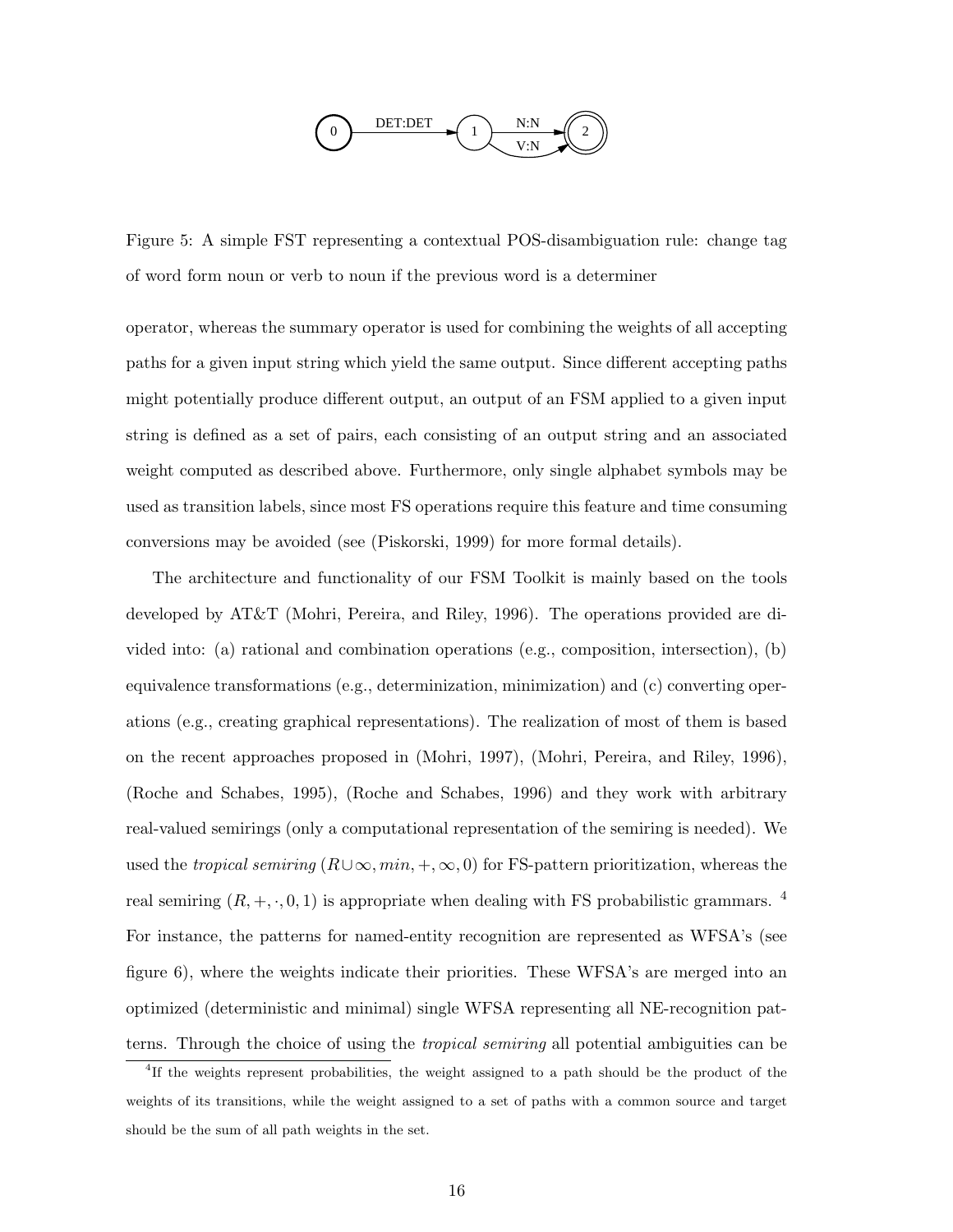Figure 5: A simple FST representing a contextual POS-disambiguation rule: change tag of word form noun or verb to noun if the previous word is a determiner

operator, whereas the summary operator is used for combining the weights of all accepting paths for a given input string which yield the same output. Since different accepting paths might potentially produce different output, an output of an FSM applied to a given input string is defined as a set of pairs, each consisting of an output string and an associated weight computed as described above. Furthermore, only single alphabet symbols may be used as transition labels, since most FS operations require this feature and time consuming conversions may be avoided (see (Piskorski, 1999) for more formal details).

The architecture and functionality of our FSM Toolkit is mainly based on the tools developed by AT&T (Mohri, Pereira, and Riley, 1996). The operations provided are divided into: (a) rational and combination operations (e.g., composition, intersection), (b) equivalence transformations (e.g., determinization, minimization) and (c) converting operations (e.g., creating graphical representations). The realization of most of them is based on the recent approaches proposed in (Mohri, 1997), (Mohri, Pereira, and Riley, 1996), (Roche and Schabes, 1995), (Roche and Schabes, 1996) and they work with arbitrary real-valued semirings (only a computational representation of the semiring is needed). We used the *tropical semiring* $(R \cup \infty, min, +, \infty, 0)$ for FS-pattern prioritization, whereas the real semiring $(R, +, \cdot, 0, 1)$ is appropriate when dealing with FS probabilistic grammars. [4] For instance, the patterns for named-entity recognition are represented as WFSA's (see figure 6), where the weights indicate their priorities. These WFSA's are merged into an optimized (deterministic and minimal) single WFSA representing all NE-recognition patterns. Through the choice of using the *tropical semiring* all potential ambiguities can be

[4] If the weights represent probabilities, the weight assigned to a path should be the product of the weights of its transitions, while the weight assigned to a set of paths with a common source and target should be the sum of all path weights in the set.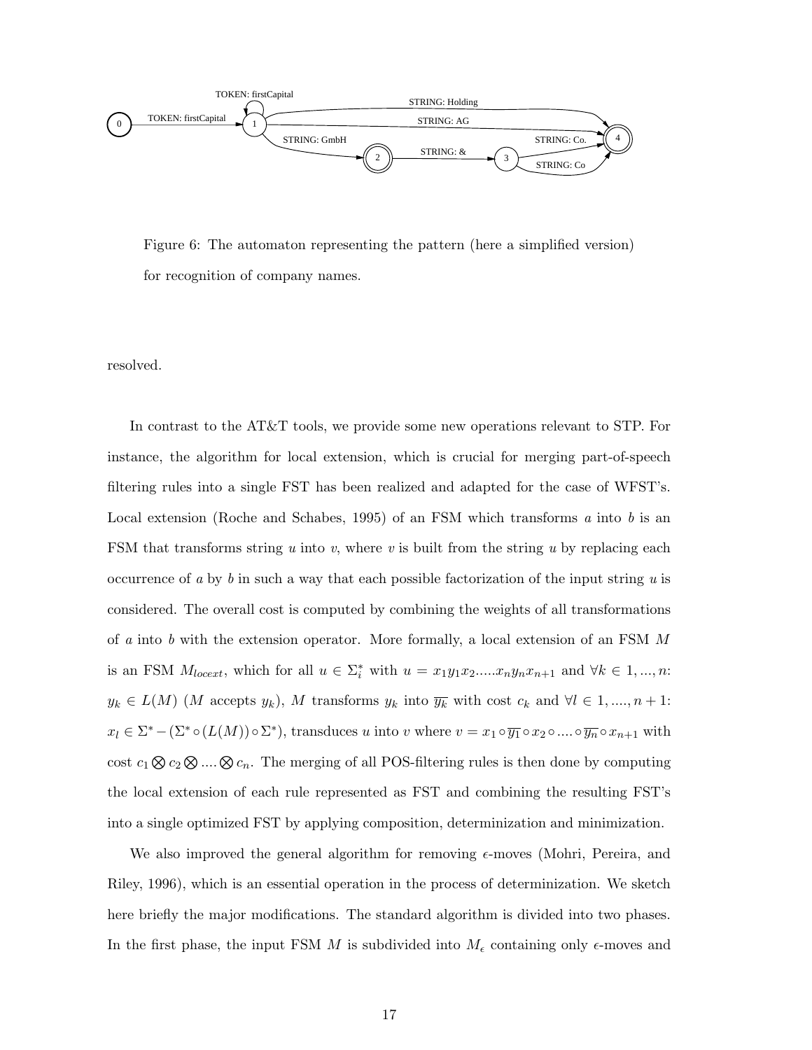Figure 6: The automaton representing the pattern (here a simplified version) for recognition of company names.

resolved.

In contrast to the AT&T tools, we provide some new operations relevant to STP. For instance, the algorithm for local extension, which is crucial for merging part-of-speech filtering rules into a single FST has been realized and adapted for the case of WFST's. Local extension (Roche and Schabes, 1995) of an FSM which transforms $a$ into $b$ is an FSM that transforms string $u$ into $v$, where $v$ is built from the string $u$ by replacing each occurrence of $a$ by $b$ in such a way that each possible factorization of the input string $u$ is considered. The overall cost is computed by combining the weights of all transformations of $a$ into $b$ with the extension operator. More formally, a local extension of an FSM $M$ is an FSM $M_{locext}$, which for all $u \in \Sigma_i^*$ with $u = x_1 y_1 x_2 \ldots\ldots x_n y_n x_{n+1}$ and $\forall k \in 1, ..., n$: $y_k \in L(M)$ ($M$ accepts $y_k$), $M$ transforms $y_k$ into $\overline{y_k}$ with cost $c_k$ and $\forall l \in 1, ...., n+1$: $x_l \in \Sigma^* - (\Sigma^* \circ (L(M)) \circ \Sigma^*)$, transduces $u$ into $v$ where $v = x_1 \circ \overline{y_1} \circ x_2 \circ .... \circ \overline{y_n} \circ x_{n+1}$ with cost $c_1 \bigotimes c_2 \bigotimes .... \bigotimes c_n$. The merging of all POS-filtering rules is then done by computing the local extension of each rule represented as FST and combining the resulting FST's into a single optimized FST by applying composition, determinization and minimization.

We also improved the general algorithm for removing $\epsilon$-moves (Mohri, Pereira, and Riley, 1996), which is an essential operation in the process of determinization. We sketch here briefly the major modifications. The standard algorithm is divided into two phases. In the first phase, the input FSM $M$ is subdivided into $M_\epsilon$ containing only $\epsilon$-moves and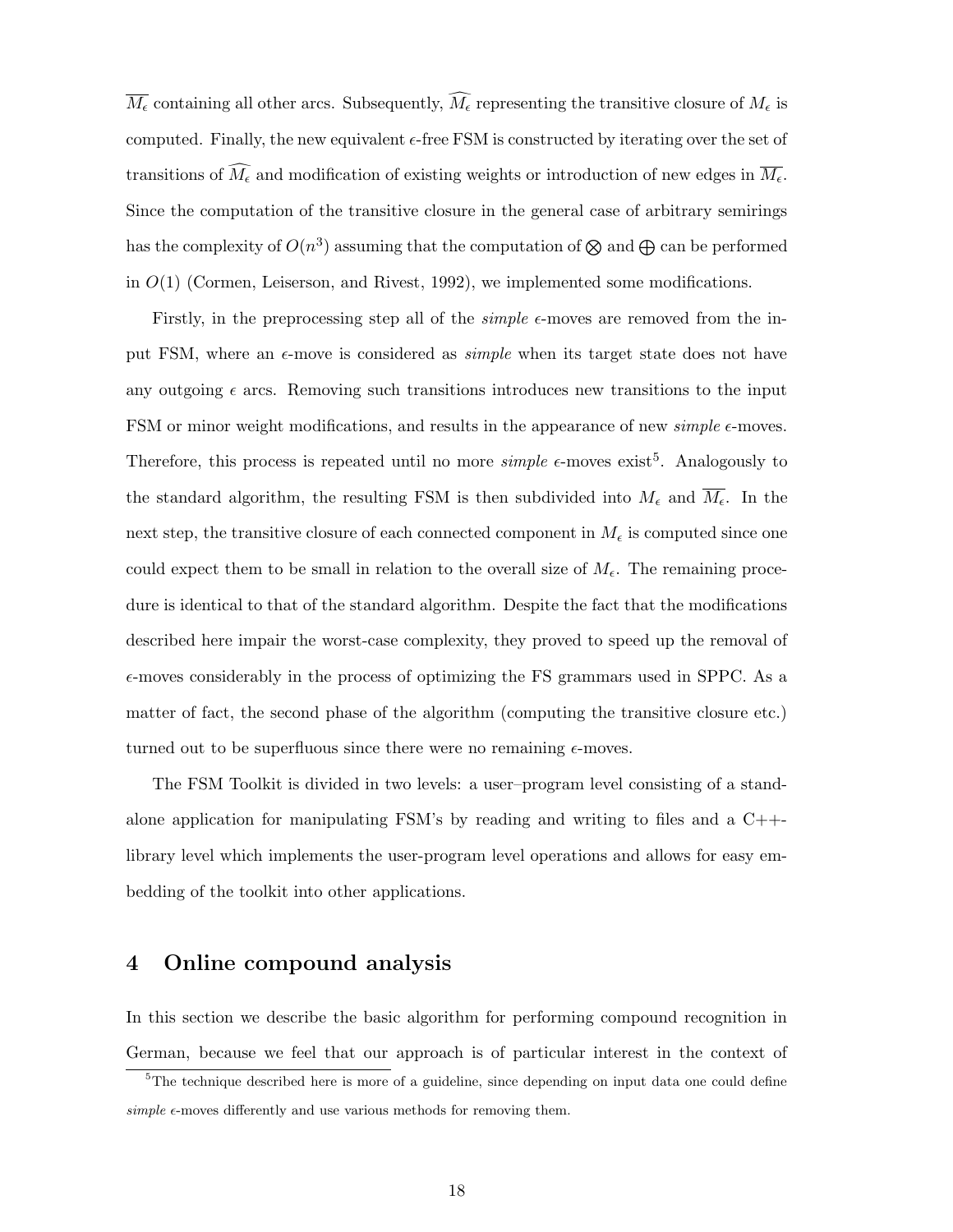$\overline{M_\epsilon}$ containing all other arcs. Subsequently, $\widehat{M_\epsilon}$ representing the transitive closure of $M_\epsilon$ is computed. Finally, the new equivalent $\epsilon$-free FSM is constructed by iterating over the set of transitions of $\widehat{M_\epsilon}$ and modification of existing weights or introduction of new edges in $\overline{M_\epsilon}$. Since the computation of the transitive closure in the general case of arbitrary semirings has the complexity of $O(n^3)$ assuming that the computation of $\bigotimes$ and $\bigoplus$ can be performed in $O(1)$ (Cormen, Leiserson, and Rivest, 1992), we implemented some modifications.

Firstly, in the preprocessing step all of the *simple* $\epsilon$-moves are removed from the input FSM, where an $\epsilon$-move is considered as *simple* when its target state does not have any outgoing $\epsilon$ arcs. Removing such transitions introduces new transitions to the input FSM or minor weight modifications, and results in the appearance of new *simple* $\epsilon$-moves. Therefore, this process is repeated until no more *simple* $\epsilon$-moves exist[5]. Analogously to the standard algorithm, the resulting FSM is then subdivided into $M_\epsilon$ and $\overline{M_\epsilon}$. In the next step, the transitive closure of each connected component in $M_\epsilon$ is computed since one could expect them to be small in relation to the overall size of $M_\epsilon$. The remaining procedure is identical to that of the standard algorithm. Despite the fact that the modifications described here impair the worst-case complexity, they proved to speed up the removal of $\epsilon$-moves considerably in the process of optimizing the FS grammars used in SPPC. As a matter of fact, the second phase of the algorithm (computing the transitive closure etc.) turned out to be superfluous since there were no remaining $\epsilon$-moves.

The FSM Toolkit is divided in two levels: a user–program level consisting of a standalone application for manipulating FSM's by reading and writing to files and a C++-library level which implements the user-program level operations and allows for easy embedding of the toolkit into other applications.

## 4 Online compound analysis

In this section we describe the basic algorithm for performing compound recognition in German, because we feel that our approach is of particular interest in the context of

[5] The technique described here is more of a guideline, since depending on input data one could define *simple* $\epsilon$-moves differently and use various methods for removing them.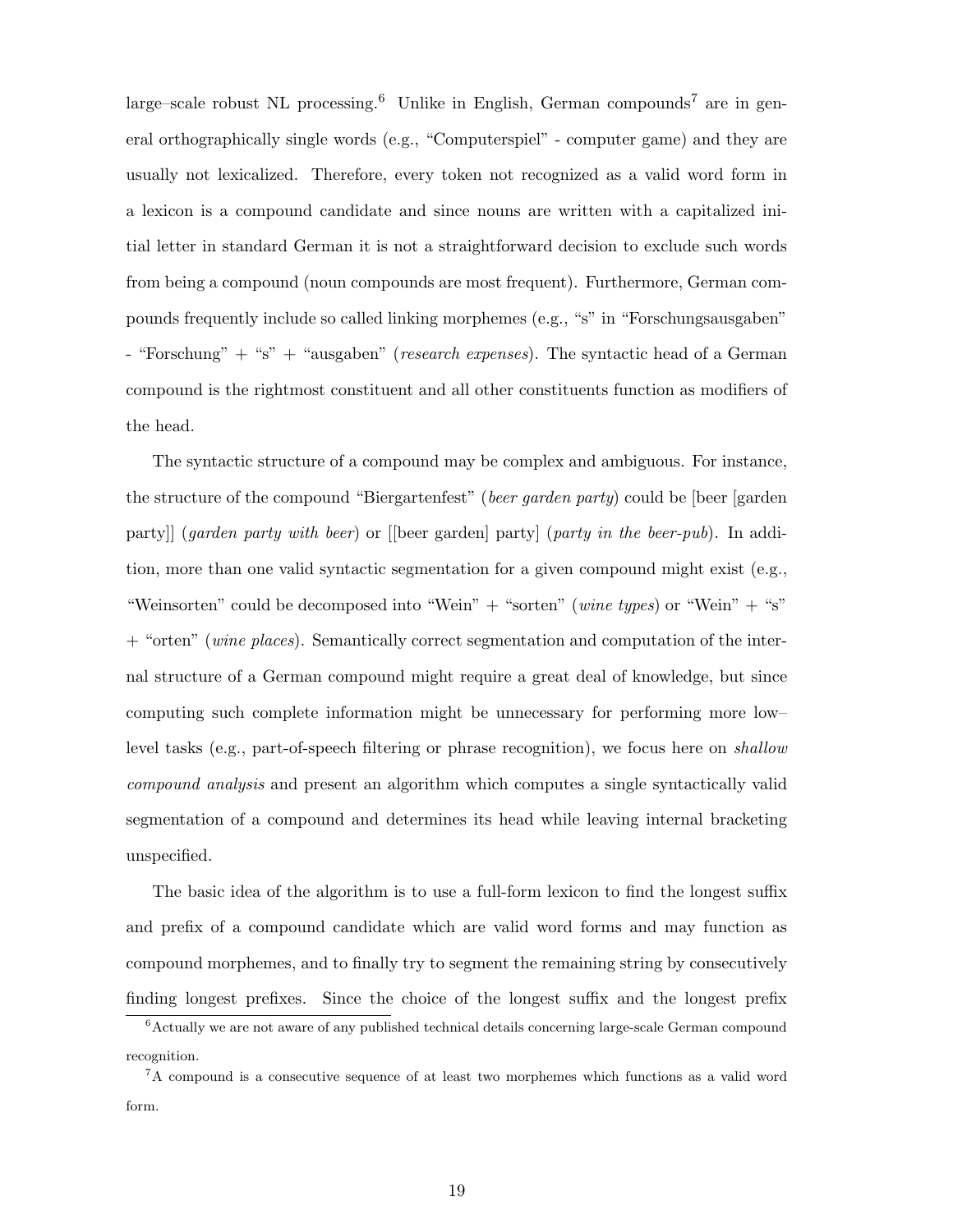large–scale robust NL processing.[6] Unlike in English, German compounds[7] are in general orthographically single words (e.g., "Computerspiel" - computer game) and they are usually not lexicalized. Therefore, every token not recognized as a valid word form in a lexicon is a compound candidate and since nouns are written with a capitalized initial letter in standard German it is not a straightforward decision to exclude such words from being a compound (noun compounds are most frequent). Furthermore, German compounds frequently include so called linking morphemes (e.g., "s" in "Forschungsausgaben" - "Forschung" + "s" + "ausgaben" (*research expenses*). The syntactic head of a German compound is the rightmost constituent and all other constituents function as modifiers of the head.

The syntactic structure of a compound may be complex and ambiguous. For instance, the structure of the compound "Biergartenfest" (*beer garden party*) could be [beer [garden party]] (*garden party with beer*) or [[beer garden] party] (*party in the beer-pub*). In addition, more than one valid syntactic segmentation for a given compound might exist (e.g., "Weinsorten" could be decomposed into "Wein" + "sorten" (*wine types*) or "Wein" + "s" + "orten" (*wine places*). Semantically correct segmentation and computation of the internal structure of a German compound might require a great deal of knowledge, but since computing such complete information might be unnecessary for performing more low–level tasks (e.g., part-of-speech filtering or phrase recognition), we focus here on *shallow compound analysis* and present an algorithm which computes a single syntactically valid segmentation of a compound and determines its head while leaving internal bracketing unspecified.

The basic idea of the algorithm is to use a full-form lexicon to find the longest suffix and prefix of a compound candidate which are valid word forms and may function as compound morphemes, and to finally try to segment the remaining string by consecutively finding longest prefixes. Since the choice of the longest suffix and the longest prefix

[6] Actually we are not aware of any published technical details concerning large-scale German compound recognition.

[7] A compound is a consecutive sequence of at least two morphemes which functions as a valid word form.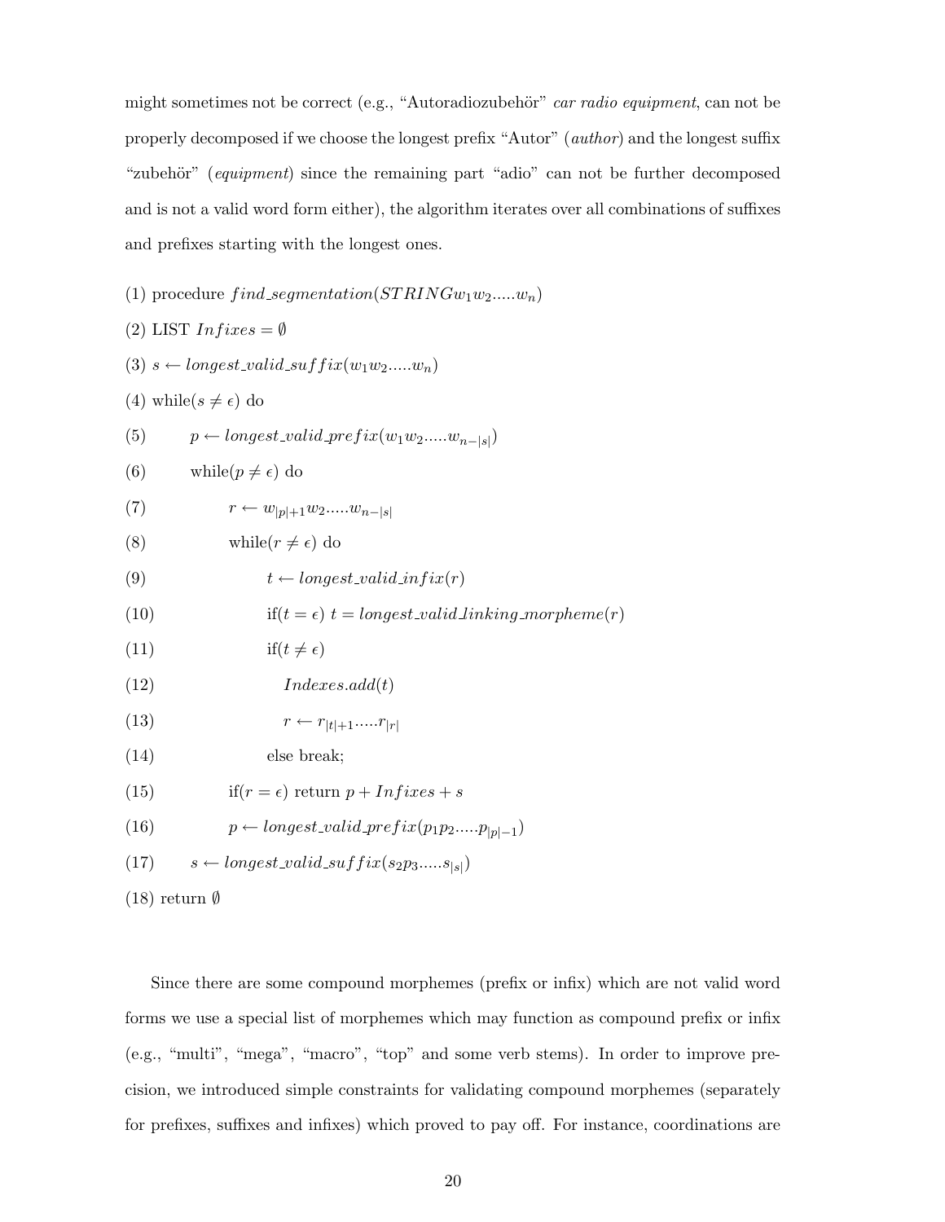might sometimes not be correct (e.g., "Autoradiozubehör" *car radio equipment*, can not be properly decomposed if we choose the longest prefix "Autor" (*author*) and the longest suffix "zubehör" (*equipment*) since the remaining part "adio" can not be further decomposed and is not a valid word form either), the algorithm iterates over all combinations of suffixes and prefixes starting with the longest ones.

(1) procedure $find\_segmentation(STRING w_1 w_2 .....w_n)$

(2) LIST $Infixes = \emptyset$

(3) $s \leftarrow longest\_valid\_suffix(w_1 w_2 .....w_n)$

(4) while($s \neq \epsilon$) do

(5) $\quad p \leftarrow longest\_valid\_prefix(w_1 w_2 .....w_{n-|s|})$

(6) $\quad$ while($p \neq \epsilon$) do

(7) $\quad\quad r \leftarrow w_{|p|+1} w_2 .....w_{n-|s|}$

(8) $\quad\quad$ while($r \neq \epsilon$) do

(9) $\quad\quad\quad t \leftarrow longest\_valid\_infix(r)$

(10) $\quad\quad\quad$ if($t = \epsilon$) $t = longest\_valid\_linking\_morpheme(r)$

(11) $\quad\quad\quad$ if($t \neq \epsilon$)

(12) $\quad\quad\quad\quad Indexes.add(t)$

(13) $\quad\quad\quad\quad r \leftarrow r_{|t|+1} .....r_{|r|}$

(14) $\quad\quad\quad$ else break;

(15) $\quad\quad$ if($r = \epsilon$) return $p + Infixes + s$

(16) $\quad\quad p \leftarrow longest\_valid\_prefix(p_1 p_2 .....p_{|p|-1})$

(17) $\quad s \leftarrow longest\_valid\_suffix(s_2 p_3 .....s_{|s|})$

(18) return $\emptyset$

Since there are some compound morphemes (prefix or infix) which are not valid word forms we use a special list of morphemes which may function as compound prefix or infix (e.g., "multi", "mega", "macro", "top" and some verb stems). In order to improve precision, we introduced simple constraints for validating compound morphemes (separately for prefixes, suffixes and infixes) which proved to pay off. For instance, coordinations are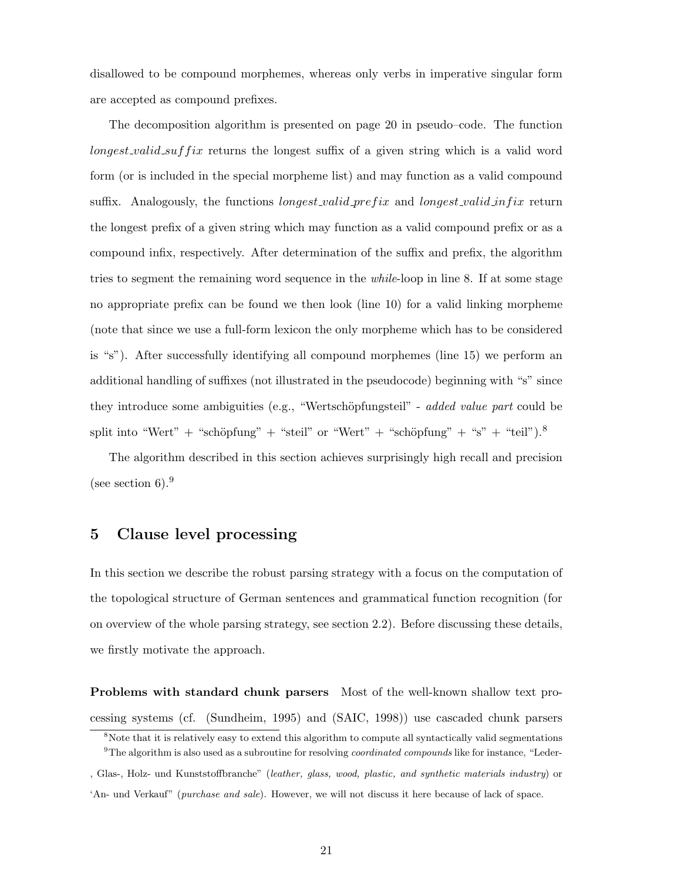disallowed to be compound morphemes, whereas only verbs in imperative singular form are accepted as compound prefixes.

The decomposition algorithm is presented on page 20 in pseudo–code. The function *longest_valid_suffix* returns the longest suffix of a given string which is a valid word form (or is included in the special morpheme list) and may function as a valid compound suffix. Analogously, the functions *longest_valid_prefix* and *longest_valid_infix* return the longest prefix of a given string which may function as a valid compound prefix or as a compound infix, respectively. After determination of the suffix and prefix, the algorithm tries to segment the remaining word sequence in the *while*-loop in line 8. If at some stage no appropriate prefix can be found we then look (line 10) for a valid linking morpheme (note that since we use a full-form lexicon the only morpheme which has to be considered is "s"). After successfully identifying all compound morphemes (line 15) we perform an additional handling of suffixes (not illustrated in the pseudocode) beginning with "s" since they introduce some ambiguities (e.g., "Wertschöpfungsteil" - *added value part* could be split into "Wert" + "schöpfung" + "steil" or "Wert" + "schöpfung" + "s" + "teil").[8]

The algorithm described in this section achieves surprisingly high recall and precision (see section 6).[9]

## 5 Clause level processing

In this section we describe the robust parsing strategy with a focus on the computation of the topological structure of German sentences and grammatical function recognition (for on overview of the whole parsing strategy, see section 2.2). Before discussing these details, we firstly motivate the approach.

**Problems with standard chunk parsers** Most of the well-known shallow text processing systems (cf. (Sundheim, 1995) and (SAIC, 1998)) use cascaded chunk parsers

---

[8] Note that it is relatively easy to extend this algorithm to compute all syntactically valid segmentations

[9] The algorithm is also used as a subroutine for resolving *coordinated compounds* like for instance, "Leder-, Glas-, Holz- und Kunststoffbranche" (*leather, glass, wood, plastic, and synthetic materials industry*) or 'An- und Verkauf" (*purchase and sale*). However, we will not discuss it here because of lack of space.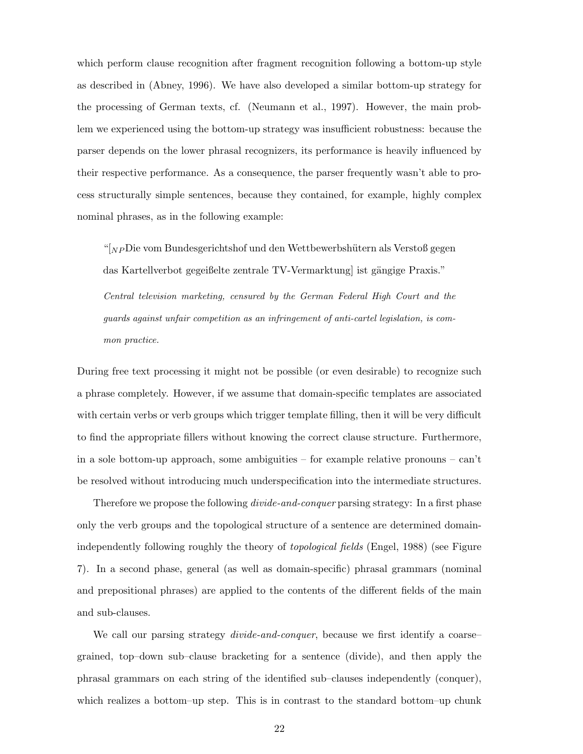which perform clause recognition after fragment recognition following a bottom-up style as described in (Abney, 1996). We have also developed a similar bottom-up strategy for the processing of German texts, cf. (Neumann et al., 1997). However, the main problem we experienced using the bottom-up strategy was insufficient robustness: because the parser depends on the lower phrasal recognizers, its performance is heavily influenced by their respective performance. As a consequence, the parser frequently wasn't able to process structurally simple sentences, because they contained, for example, highly complex nominal phrases, as in the following example:

> "[$_{NP}$Die vom Bundesgerichtshof und den Wettbewerbshütern als Verstoß gegen das Kartellverbot gegeißelte zentrale TV-Vermarktung] ist gängige Praxis."
>
> *Central television marketing, censured by the German Federal High Court and the guards against unfair competition as an infringement of anti-cartel legislation, is common practice.*

During free text processing it might not be possible (or even desirable) to recognize such a phrase completely. However, if we assume that domain-specific templates are associated with certain verbs or verb groups which trigger template filling, then it will be very difficult to find the appropriate fillers without knowing the correct clause structure. Furthermore, in a sole bottom-up approach, some ambiguities – for example relative pronouns – can't be resolved without introducing much underspecification into the intermediate structures.

Therefore we propose the following *divide-and-conquer* parsing strategy: In a first phase only the verb groups and the topological structure of a sentence are determined domain-independently following roughly the theory of *topological fields* (Engel, 1988) (see Figure 7). In a second phase, general (as well as domain-specific) phrasal grammars (nominal and prepositional phrases) are applied to the contents of the different fields of the main and sub-clauses.

We call our parsing strategy *divide-and-conquer*, because we first identify a coarse–grained, top–down sub–clause bracketing for a sentence (divide), and then apply the phrasal grammars on each string of the identified sub–clauses independently (conquer), which realizes a bottom–up step. This is in contrast to the standard bottom–up chunk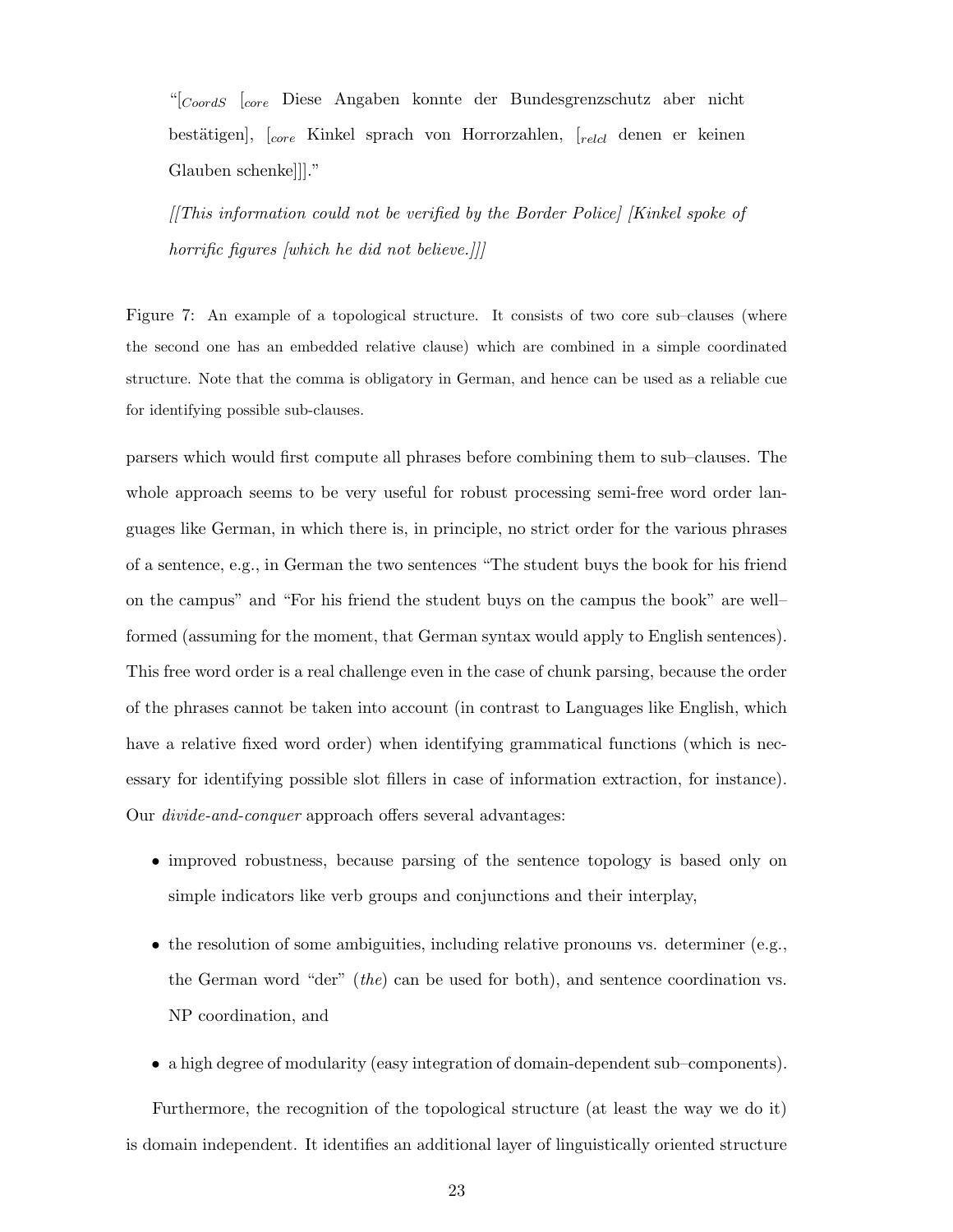"[$_{CoordS}$ [$_{core}$ Diese Angaben konnte der Bundesgrenzschutz aber nicht bestätigen], [$_{core}$ Kinkel sprach von Horrorzahlen, [$_{relcl}$ denen er keinen Glauben schenke]]]."

*[[This information could not be verified by the Border Police] [Kinkel spoke of horrific figures [which he did not believe.]]]*

Figure 7: An example of a topological structure. It consists of two core sub–clauses (where the second one has an embedded relative clause) which are combined in a simple coordinated structure. Note that the comma is obligatory in German, and hence can be used as a reliable cue for identifying possible sub-clauses.

parsers which would first compute all phrases before combining them to sub–clauses. The whole approach seems to be very useful for robust processing semi-free word order languages like German, in which there is, in principle, no strict order for the various phrases of a sentence, e.g., in German the two sentences "The student buys the book for his friend on the campus" and "For his friend the student buys on the campus the book" are well–formed (assuming for the moment, that German syntax would apply to English sentences). This free word order is a real challenge even in the case of chunk parsing, because the order of the phrases cannot be taken into account (in contrast to Languages like English, which have a relative fixed word order) when identifying grammatical functions (which is necessary for identifying possible slot fillers in case of information extraction, for instance). Our *divide-and-conquer* approach offers several advantages:

- improved robustness, because parsing of the sentence topology is based only on simple indicators like verb groups and conjunctions and their interplay,
- the resolution of some ambiguities, including relative pronouns vs. determiner (e.g., the German word "der" (*the*) can be used for both), and sentence coordination vs. NP coordination, and
- a high degree of modularity (easy integration of domain-dependent sub–components).

Furthermore, the recognition of the topological structure (at least the way we do it) is domain independent. It identifies an additional layer of linguistically oriented structure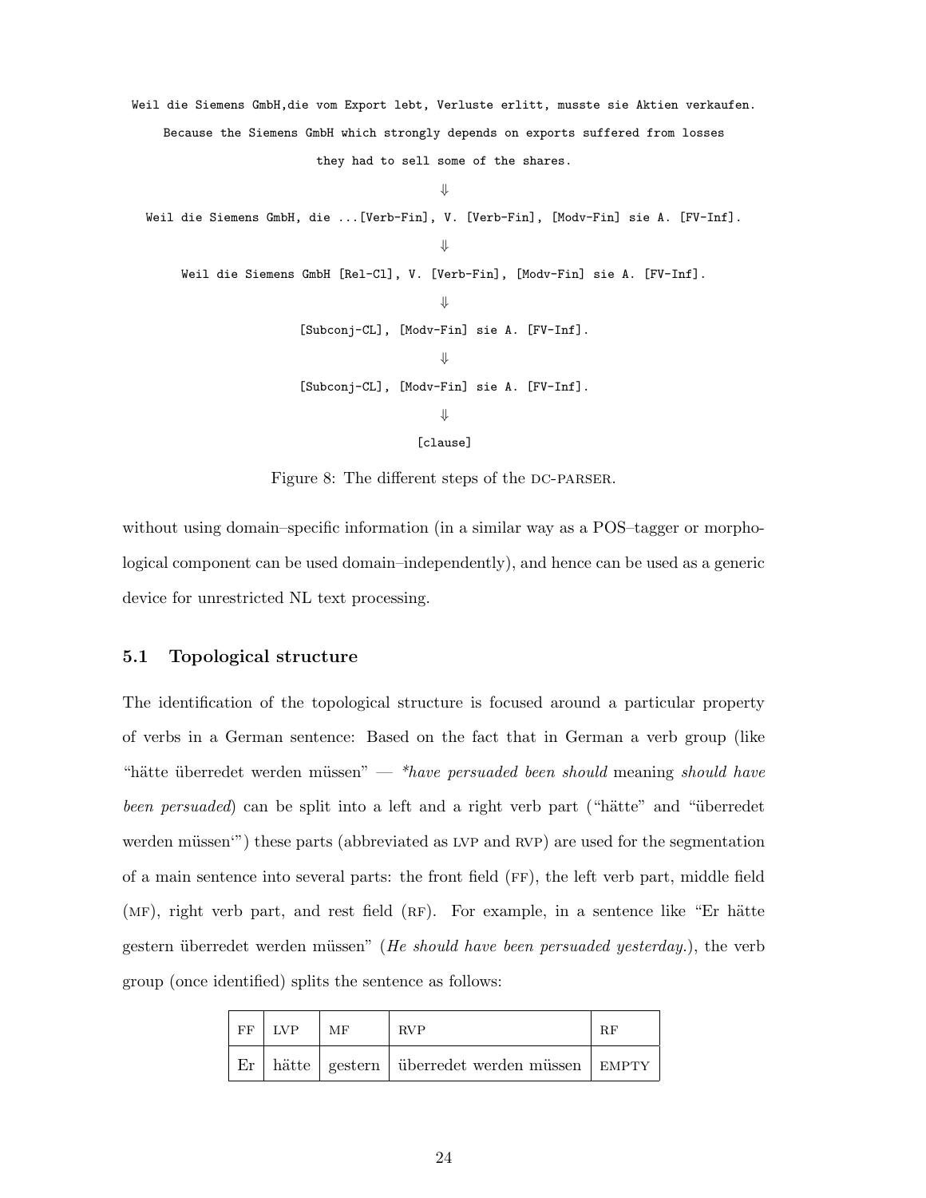```
Weil die Siemens GmbH,die vom Export lebt, Verluste erlitt, musste sie Aktien verkaufen.
     Because the Siemens GmbH which strongly depends on exports suffered from losses
                        they had to sell some of the shares.
                                        ⇓
  Weil die Siemens GmbH, die ...[Verb-Fin], V. [Verb-Fin], [Modv-Fin] sie A. [FV-Inf].
                                        ⇓
       Weil die Siemens GmbH [Rel-Cl], V. [Verb-Fin], [Modv-Fin] sie A. [FV-Inf].
                                        ⇓
                     [Subconj-CL], [Modv-Fin] sie A. [FV-Inf].
                                        ⇓
                     [Subconj-CL], [Modv-Fin] sie A. [FV-Inf].
                                        ⇓
                                    [clause]
```

Figure 8: The different steps of the DC-PARSER.

without using domain–specific information (in a similar way as a POS–tagger or morphological component can be used domain–independently), and hence can be used as a generic device for unrestricted NL text processing.

### 5.1 Topological structure

The identification of the topological structure is focused around a particular property of verbs in a German sentence: Based on the fact that in German a verb group (like "hätte überredet werden müssen" — *\*have persuaded been should* meaning *should have been persuaded*) can be split into a left and a right verb part ("hätte" and "überredet werden müssen'") these parts (abbreviated as LVP and RVP) are used for the segmentation of a main sentence into several parts: the front field (FF), the left verb part, middle field (MF), right verb part, and rest field (RF). For example, in a sentence like "Er hätte gestern überredet werden müssen" (*He should have been persuaded yesterday.*), the verb group (once identified) splits the sentence as follows:

| FF | LVP | MF | RVP | RF |
|---|---|---|---|---|
| Er | hätte | gestern | überredet werden müssen | EMPTY |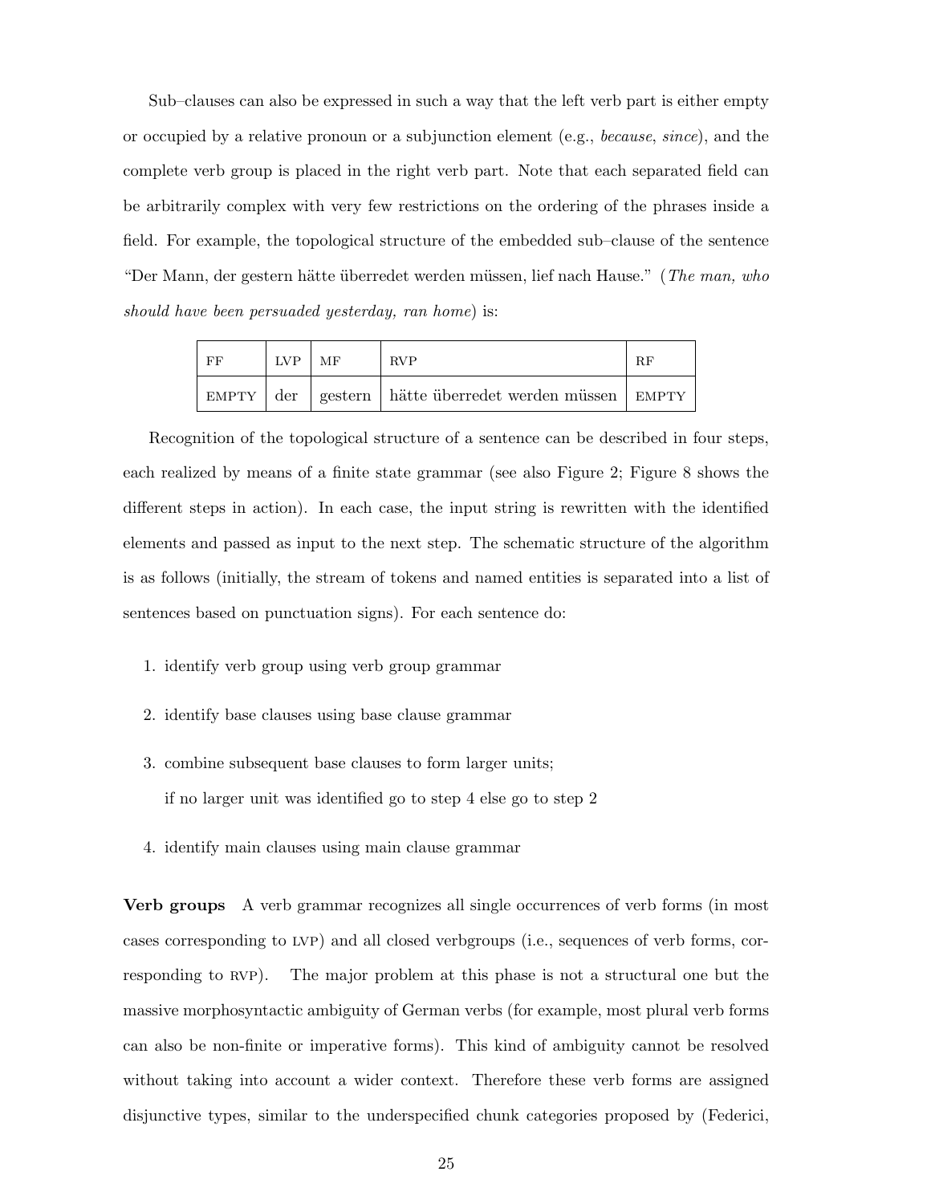Sub–clauses can also be expressed in such a way that the left verb part is either empty or occupied by a relative pronoun or a subjunction element (e.g., *because*, *since*), and the complete verb group is placed in the right verb part. Note that each separated field can be arbitrarily complex with very few restrictions on the ordering of the phrases inside a field. For example, the topological structure of the embedded sub–clause of the sentence "Der Mann, der gestern hätte überredet werden müssen, lief nach Hause." (*The man, who should have been persuaded yesterday, ran home*) is:

| FF | LVP | MF | RVP | RF |
|---|---|---|---|---|
| EMPTY | der | gestern | hätte überredet werden müssen | EMPTY |

Recognition of the topological structure of a sentence can be described in four steps, each realized by means of a finite state grammar (see also Figure 2; Figure 8 shows the different steps in action). In each case, the input string is rewritten with the identified elements and passed as input to the next step. The schematic structure of the algorithm is as follows (initially, the stream of tokens and named entities is separated into a list of sentences based on punctuation signs). For each sentence do:

1. identify verb group using verb group grammar
2. identify base clauses using base clause grammar
3. combine subsequent base clauses to form larger units;
   if no larger unit was identified go to step 4 else go to step 2
4. identify main clauses using main clause grammar

**Verb groups** A verb grammar recognizes all single occurrences of verb forms (in most cases corresponding to LVP) and all closed verbgroups (i.e., sequences of verb forms, corresponding to RVP). The major problem at this phase is not a structural one but the massive morphosyntactic ambiguity of German verbs (for example, most plural verb forms can also be non-finite or imperative forms). This kind of ambiguity cannot be resolved without taking into account a wider context. Therefore these verb forms are assigned disjunctive types, similar to the underspecified chunk categories proposed by (Federici,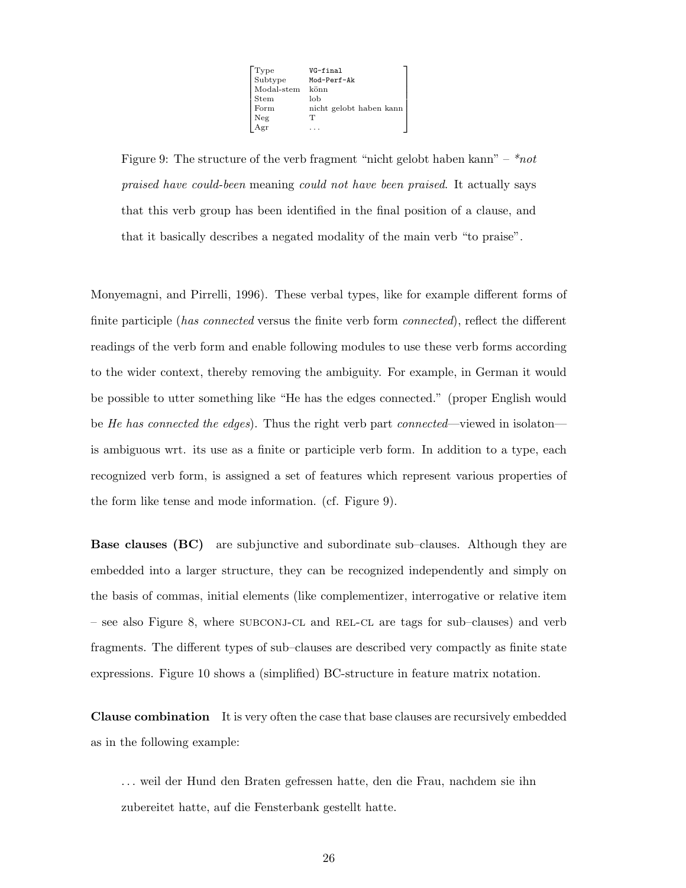| Type | VG-final |
| --- | --- |
| Subtype | Mod-Perf-Ak |
| Modal-stem | könn |
| Stem | lob |
| Form | nicht gelobt haben kann |
| Neg | T |
| Agr | ... |

Figure 9: The structure of the verb fragment "nicht gelobt haben kann" – *\*not praised have could-been* meaning *could not have been praised*. It actually says that this verb group has been identified in the final position of a clause, and that it basically describes a negated modality of the main verb "to praise".

Monyemagni, and Pirrelli, 1996). These verbal types, like for example different forms of finite participle (*has connected* versus the finite verb form *connected*), reflect the different readings of the verb form and enable following modules to use these verb forms according to the wider context, thereby removing the ambiguity. For example, in German it would be possible to utter something like "He has the edges connected." (proper English would be *He has connected the edges*). Thus the right verb part *connected*—viewed in isolaton—is ambiguous wrt. its use as a finite or participle verb form. In addition to a type, each recognized verb form, is assigned a set of features which represent various properties of the form like tense and mode information. (cf. Figure 9).

**Base clauses (BC)** are subjunctive and subordinate sub–clauses. Although they are embedded into a larger structure, they can be recognized independently and simply on the basis of commas, initial elements (like complementizer, interrogative or relative item – see also Figure 8, where SUBCONJ-CL and REL-CL are tags for sub–clauses) and verb fragments. The different types of sub–clauses are described very compactly as finite state expressions. Figure 10 shows a (simplified) BC-structure in feature matrix notation.

**Clause combination** It is very often the case that base clauses are recursively embedded as in the following example:

> ... weil der Hund den Braten gefressen hatte, den die Frau, nachdem sie ihn zubereitet hatte, auf die Fensterbank gestellt hatte.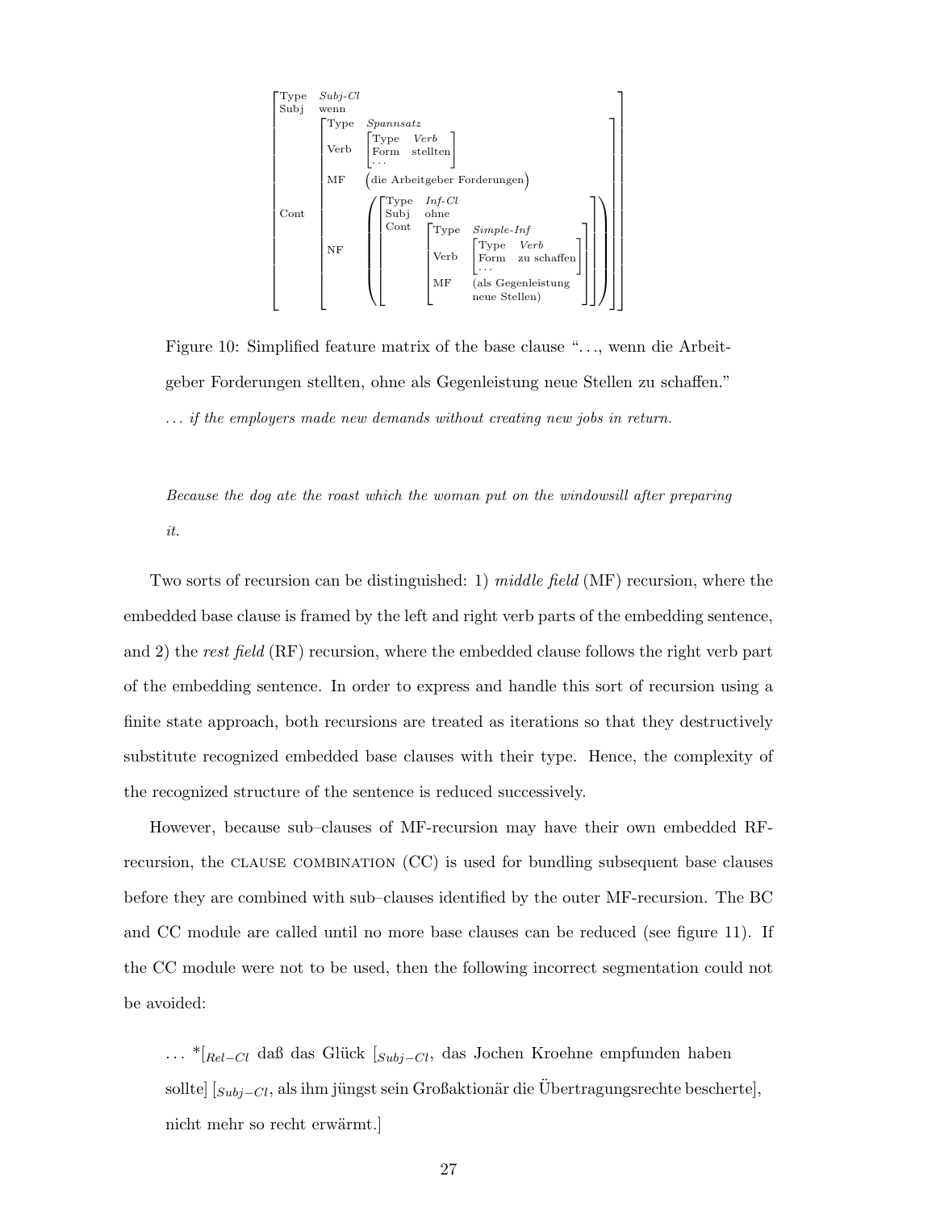```
[ Type   Subj-Cl
  Subj   wenn
  Cont   [ Type   Spannsatz
           Verb   [ Type   Verb
                    Form   stellten
                    ... ]
           MF     (die Arbeitgeber Forderungen)
           NF     ( [ Type   Inf-Cl
                      Subj   ohne
                      Cont   [ Type   Simple-Inf
                               Verb   [ Type   Verb
                                        Form   zu schaffen
                                        ... ]
                               MF     (als Gegenleistung
                                       neue Stellen) ] ] ) ] ]
```

Figure 10: Simplified feature matrix of the base clause "..., wenn die Arbeitgeber Forderungen stellten, ohne als Gegenleistung neue Stellen zu schaffen."
*... if the employers made new demands without creating new jobs in return.*

*Because the dog ate the roast which the woman put on the windowsill after preparing it.*

Two sorts of recursion can be distinguished: 1) *middle field* (MF) recursion, where the embedded base clause is framed by the left and right verb parts of the embedding sentence, and 2) the *rest field* (RF) recursion, where the embedded clause follows the right verb part of the embedding sentence. In order to express and handle this sort of recursion using a finite state approach, both recursions are treated as iterations so that they destructively substitute recognized embedded base clauses with their type. Hence, the complexity of the recognized structure of the sentence is reduced successively.

However, because sub–clauses of MF-recursion may have their own embedded RF-recursion, the CLAUSE COMBINATION (CC) is used for bundling subsequent base clauses before they are combined with sub–clauses identified by the outer MF-recursion. The BC and CC module are called until no more base clauses can be reduced (see figure 11). If the CC module were not to be used, then the following incorrect segmentation could not be avoided:

> ... *[$_{Rel-Cl}$ daß das Glück [$_{Subj-Cl}$, das Jochen Kroehne empfunden haben sollte] [$_{Subj-Cl}$, als ihm jüngst sein Großaktionär die Übertragungsrechte bescherte], nicht mehr so recht erwärmt.]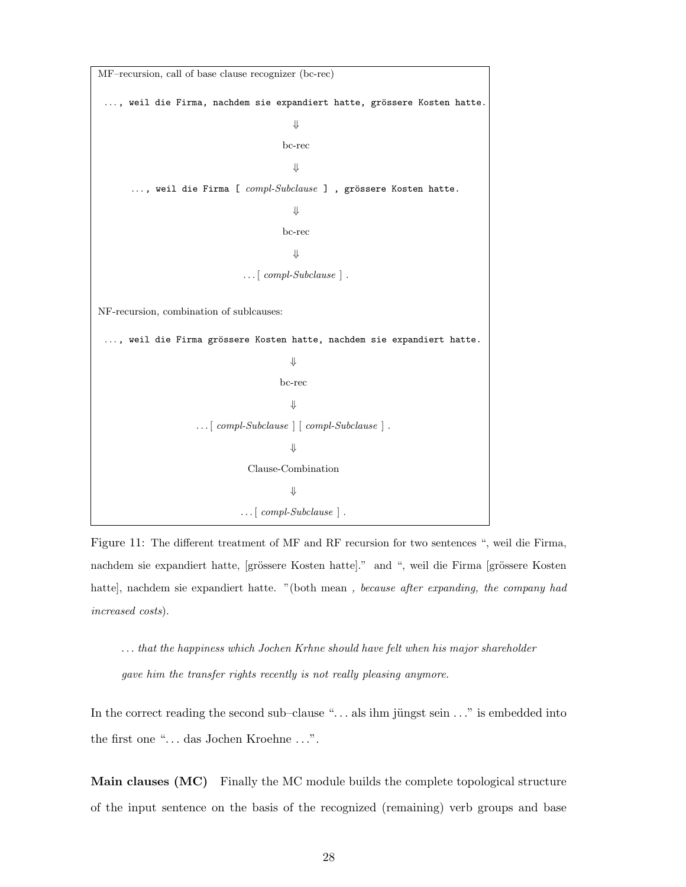MF–recursion, call of base clause recognizer (bc-rec)

`..., weil die Firma, nachdem sie expandiert hatte, grössere Kosten hatte.`

⇓

bc-rec

⇓

`..., weil die Firma [` *compl-Subclause* `] , grössere Kosten hatte.`

⇓

bc-rec

⇓

... [ *compl-Subclause* ] .

NF-recursion, combination of sublcauses:

`..., weil die Firma grössere Kosten hatte, nachdem sie expandiert hatte.`

⇓

bc-rec

⇓

... [ *compl-Subclause* ] [ *compl-Subclause* ] .

⇓

Clause-Combination

⇓

... [ *compl-Subclause* ] .

Figure 11: The different treatment of MF and RF recursion for two sentences ", weil die Firma, nachdem sie expandiert hatte, [grössere Kosten hatte]." and ", weil die Firma [grössere Kosten hatte], nachdem sie expandiert hatte. "(both mean *, because after expanding, the company had increased costs*).

> *... that the happiness which Jochen Krhne should have felt when his major shareholder gave him the transfer rights recently is not really pleasing anymore.*

In the correct reading the second sub–clause "... als ihm jüngst sein ..." is embedded into the first one "... das Jochen Kroehne ...".

**Main clauses (MC)** Finally the MC module builds the complete topological structure of the input sentence on the basis of the recognized (remaining) verb groups and base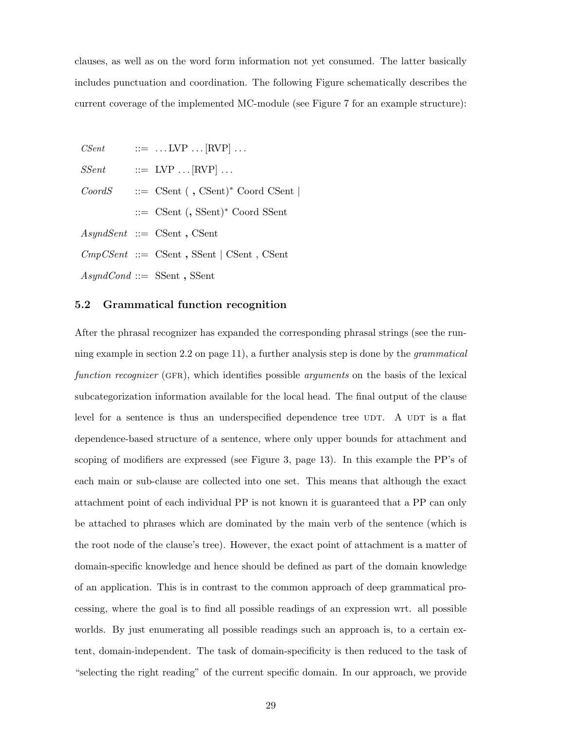clauses, as well as on the word form information not yet consumed. The latter basically includes punctuation and coordination. The following Figure schematically describes the current coverage of the implemented MC-module (see Figure 7 for an example structure):

| | | |
|---|---|---|
| *CSent* | ::= | ... LVP ... [RVP] ... |
| *SSent* | ::= | LVP ... [RVP] ... |
| *CoordS* | ::= | CSent ( **,** CSent)* Coord CSent \| |
| | ::= | CSent (**,** SSent)* Coord SSent |
| *AsyndSent* | ::= | CSent **,** CSent |
| *CmpCSent* | ::= | CSent **,** SSent \| CSent , CSent |
| *AsyndCond* | ::= | SSent **,** SSent |

## 5.2 Grammatical function recognition

After the phrasal recognizer has expanded the corresponding phrasal strings (see the running example in section 2.2 on page 11), a further analysis step is done by the *grammatical function recognizer* (GFR), which identifies possible *arguments* on the basis of the lexical subcategorization information available for the local head. The final output of the clause level for a sentence is thus an underspecified dependence tree UDT. A UDT is a flat dependence-based structure of a sentence, where only upper bounds for attachment and scoping of modifiers are expressed (see Figure 3, page 13). In this example the PP's of each main or sub-clause are collected into one set. This means that although the exact attachment point of each individual PP is not known it is guaranteed that a PP can only be attached to phrases which are dominated by the main verb of the sentence (which is the root node of the clause's tree). However, the exact point of attachment is a matter of domain-specific knowledge and hence should be defined as part of the domain knowledge of an application. This is in contrast to the common approach of deep grammatical processing, where the goal is to find all possible readings of an expression wrt. all possible worlds. By just enumerating all possible readings such an approach is, to a certain extent, domain-independent. The task of domain-specificity is then reduced to the task of "selecting the right reading" of the current specific domain. In our approach, we provide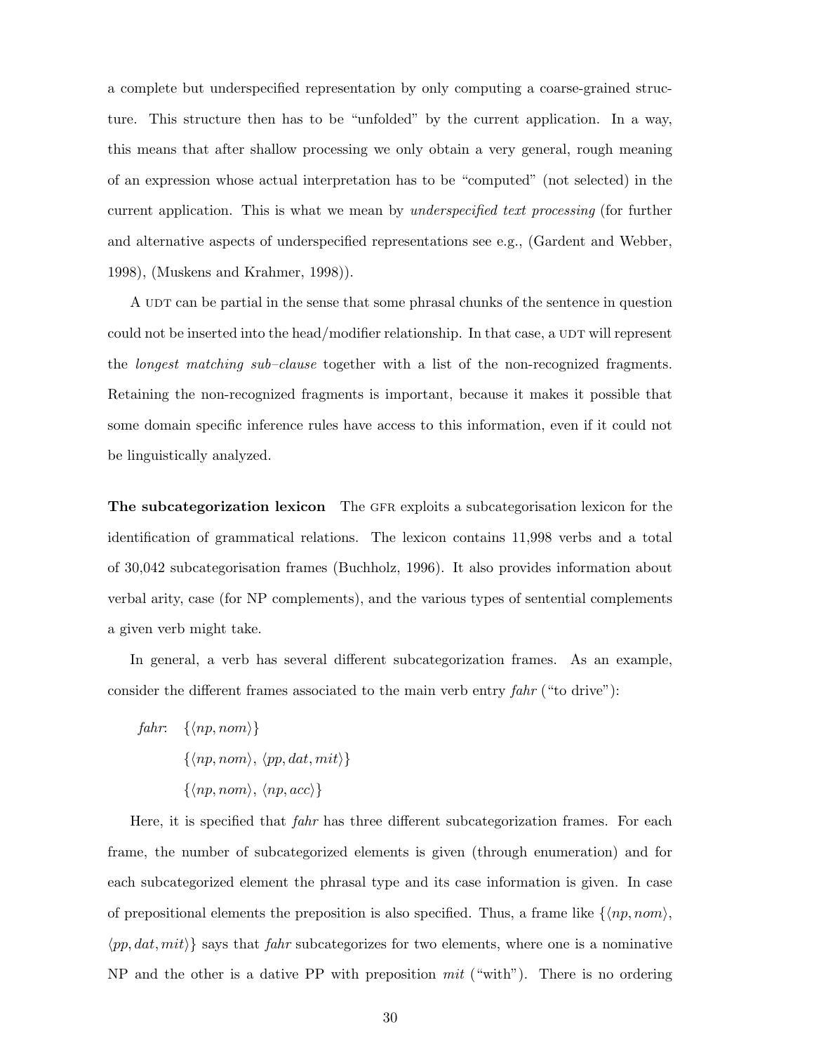a complete but underspecified representation by only computing a coarse-grained structure. This structure then has to be "unfolded" by the current application. In a way, this means that after shallow processing we only obtain a very general, rough meaning of an expression whose actual interpretation has to be "computed" (not selected) in the current application. This is what we mean by *underspecified text processing* (for further and alternative aspects of underspecified representations see e.g., (Gardent and Webber, 1998), (Muskens and Krahmer, 1998)).

A UDT can be partial in the sense that some phrasal chunks of the sentence in question could not be inserted into the head/modifier relationship. In that case, a UDT will represent the *longest matching sub–clause* together with a list of the non-recognized fragments. Retaining the non-recognized fragments is important, because it makes it possible that some domain specific inference rules have access to this information, even if it could not be linguistically analyzed.

**The subcategorization lexicon** The GFR exploits a subcategorisation lexicon for the identification of grammatical relations. The lexicon contains 11,998 verbs and a total of 30,042 subcategorisation frames (Buchholz, 1996). It also provides information about verbal arity, case (for NP complements), and the various types of sentential complements a given verb might take.

In general, a verb has several different subcategorization frames. As an example, consider the different frames associated to the main verb entry *fahr* ("to drive"):

*fahr*: $\{\langle np, nom\rangle\}$

$\{\langle np, nom\rangle, \langle pp, dat, mit\rangle\}$

$\{\langle np, nom\rangle, \langle np, acc\rangle\}$

Here, it is specified that *fahr* has three different subcategorization frames. For each frame, the number of subcategorized elements is given (through enumeration) and for each subcategorized element the phrasal type and its case information is given. In case of prepositional elements the preposition is also specified. Thus, a frame like $\{\langle np, nom\rangle, \langle pp, dat, mit\rangle\}$ says that *fahr* subcategorizes for two elements, where one is a nominative NP and the other is a dative PP with preposition *mit* ("with"). There is no ordering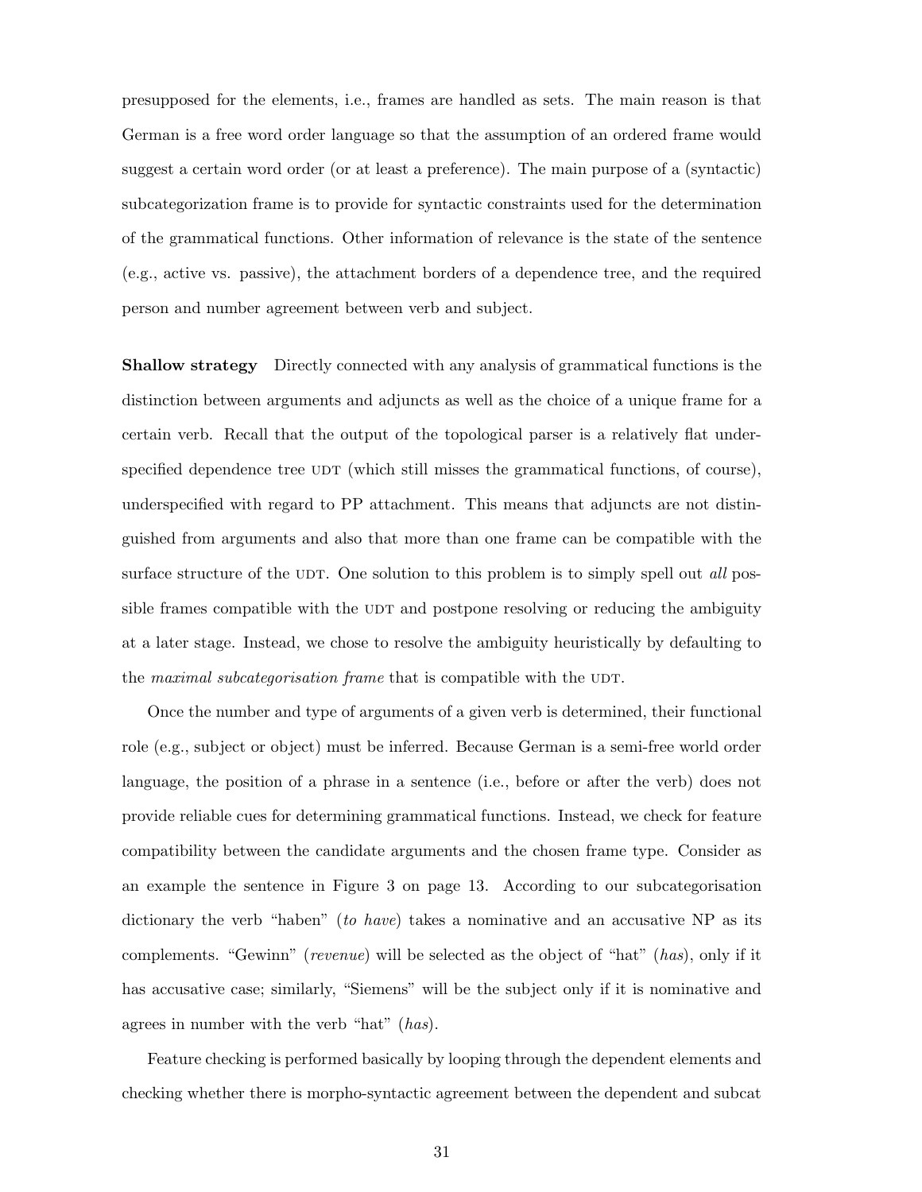presupposed for the elements, i.e., frames are handled as sets. The main reason is that German is a free word order language so that the assumption of an ordered frame would suggest a certain word order (or at least a preference). The main purpose of a (syntactic) subcategorization frame is to provide for syntactic constraints used for the determination of the grammatical functions. Other information of relevance is the state of the sentence (e.g., active vs. passive), the attachment borders of a dependence tree, and the required person and number agreement between verb and subject.

**Shallow strategy** Directly connected with any analysis of grammatical functions is the distinction between arguments and adjuncts as well as the choice of a unique frame for a certain verb. Recall that the output of the topological parser is a relatively flat underspecified dependence tree UDT (which still misses the grammatical functions, of course), underspecified with regard to PP attachment. This means that adjuncts are not distinguished from arguments and also that more than one frame can be compatible with the surface structure of the UDT. One solution to this problem is to simply spell out *all* possible frames compatible with the UDT and postpone resolving or reducing the ambiguity at a later stage. Instead, we chose to resolve the ambiguity heuristically by defaulting to the *maximal subcategorisation frame* that is compatible with the UDT.

Once the number and type of arguments of a given verb is determined, their functional role (e.g., subject or object) must be inferred. Because German is a semi-free world order language, the position of a phrase in a sentence (i.e., before or after the verb) does not provide reliable cues for determining grammatical functions. Instead, we check for feature compatibility between the candidate arguments and the chosen frame type. Consider as an example the sentence in Figure 3 on page 13. According to our subcategorisation dictionary the verb "haben" (*to have*) takes a nominative and an accusative NP as its complements. "Gewinn" (*revenue*) will be selected as the object of "hat" (*has*), only if it has accusative case; similarly, "Siemens" will be the subject only if it is nominative and agrees in number with the verb "hat" (*has*).

Feature checking is performed basically by looping through the dependent elements and checking whether there is morpho-syntactic agreement between the dependent and subcat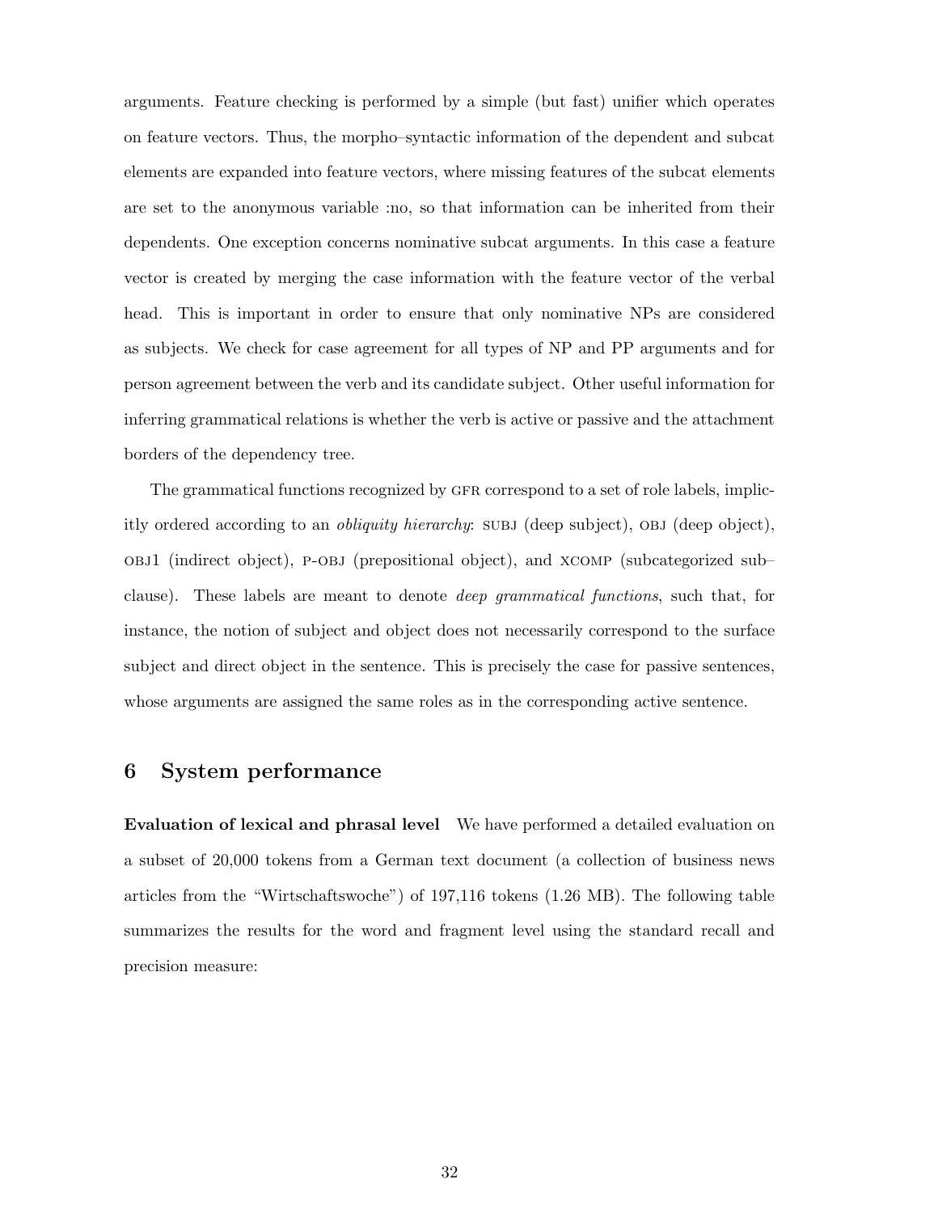arguments. Feature checking is performed by a simple (but fast) unifier which operates on feature vectors. Thus, the morpho–syntactic information of the dependent and subcat elements are expanded into feature vectors, where missing features of the subcat elements are set to the anonymous variable :no, so that information can be inherited from their dependents. One exception concerns nominative subcat arguments. In this case a feature vector is created by merging the case information with the feature vector of the verbal head. This is important in order to ensure that only nominative NPs are considered as subjects. We check for case agreement for all types of NP and PP arguments and for person agreement between the verb and its candidate subject. Other useful information for inferring grammatical relations is whether the verb is active or passive and the attachment borders of the dependency tree.

The grammatical functions recognized by GFR correspond to a set of role labels, implicitly ordered according to an *obliquity hierarchy*: SUBJ (deep subject), OBJ (deep object), OBJ1 (indirect object), P-OBJ (prepositional object), and XCOMP (subcategorized sub–clause). These labels are meant to denote *deep grammatical functions*, such that, for instance, the notion of subject and object does not necessarily correspond to the surface subject and direct object in the sentence. This is precisely the case for passive sentences, whose arguments are assigned the same roles as in the corresponding active sentence.

## 6 System performance

**Evaluation of lexical and phrasal level** We have performed a detailed evaluation on a subset of 20,000 tokens from a German text document (a collection of business news articles from the "Wirtschaftswoche") of 197,116 tokens (1.26 MB). The following table summarizes the results for the word and fragment level using the standard recall and precision measure: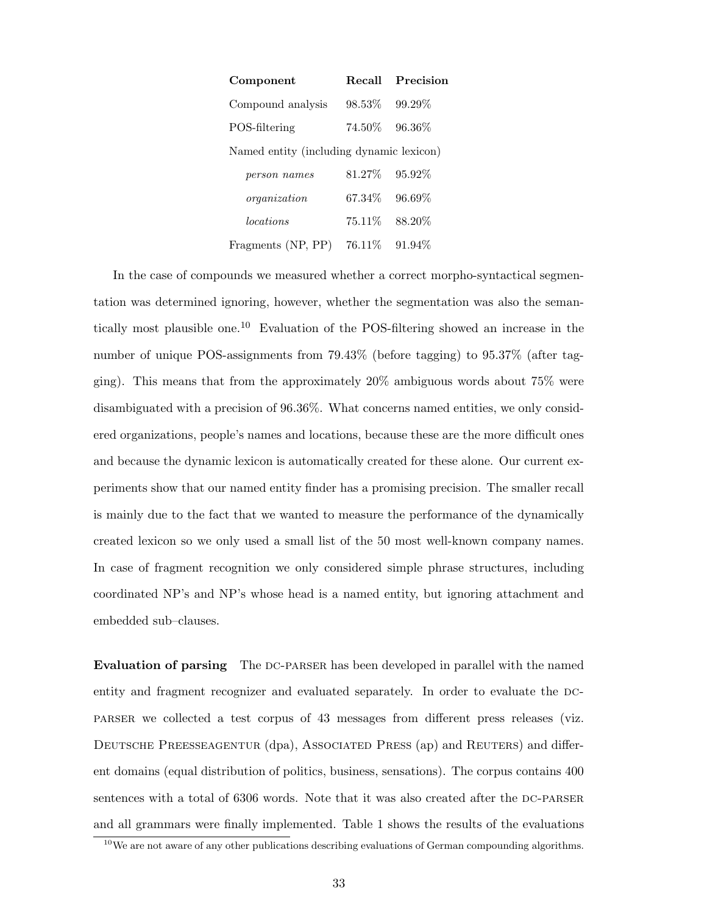| Component | Recall | Precision |
|---|---|---|
| Compound analysis | 98.53% | 99.29% |
| POS-filtering | 74.50% | 96.36% |
| Named entity (including dynamic lexicon) | | |
| *person names* | 81.27% | 95.92% |
| *organization* | 67.34% | 96.69% |
| *locations* | 75.11% | 88.20% |
| Fragments (NP, PP) | 76.11% | 91.94% |

In the case of compounds we measured whether a correct morpho-syntactical segmentation was determined ignoring, however, whether the segmentation was also the semantically most plausible one.[10] Evaluation of the POS-filtering showed an increase in the number of unique POS-assignments from 79.43% (before tagging) to 95.37% (after tagging). This means that from the approximately 20% ambiguous words about 75% were disambiguated with a precision of 96.36%. What concerns named entities, we only considered organizations, people's names and locations, because these are the more difficult ones and because the dynamic lexicon is automatically created for these alone. Our current experiments show that our named entity finder has a promising precision. The smaller recall is mainly due to the fact that we wanted to measure the performance of the dynamically created lexicon so we only used a small list of the 50 most well-known company names. In case of fragment recognition we only considered simple phrase structures, including coordinated NP's and NP's whose head is a named entity, but ignoring attachment and embedded sub–clauses.

**Evaluation of parsing** The DC-PARSER has been developed in parallel with the named entity and fragment recognizer and evaluated separately. In order to evaluate the DC-PARSER we collected a test corpus of 43 messages from different press releases (viz. DEUTSCHE PREESSEAGENTUR (dpa), ASSOCIATED PRESS (ap) and REUTERS) and different domains (equal distribution of politics, business, sensations). The corpus contains 400 sentences with a total of 6306 words. Note that it was also created after the DC-PARSER and all grammars were finally implemented. Table 1 shows the results of the evaluations

[10] We are not aware of any other publications describing evaluations of German compounding algorithms.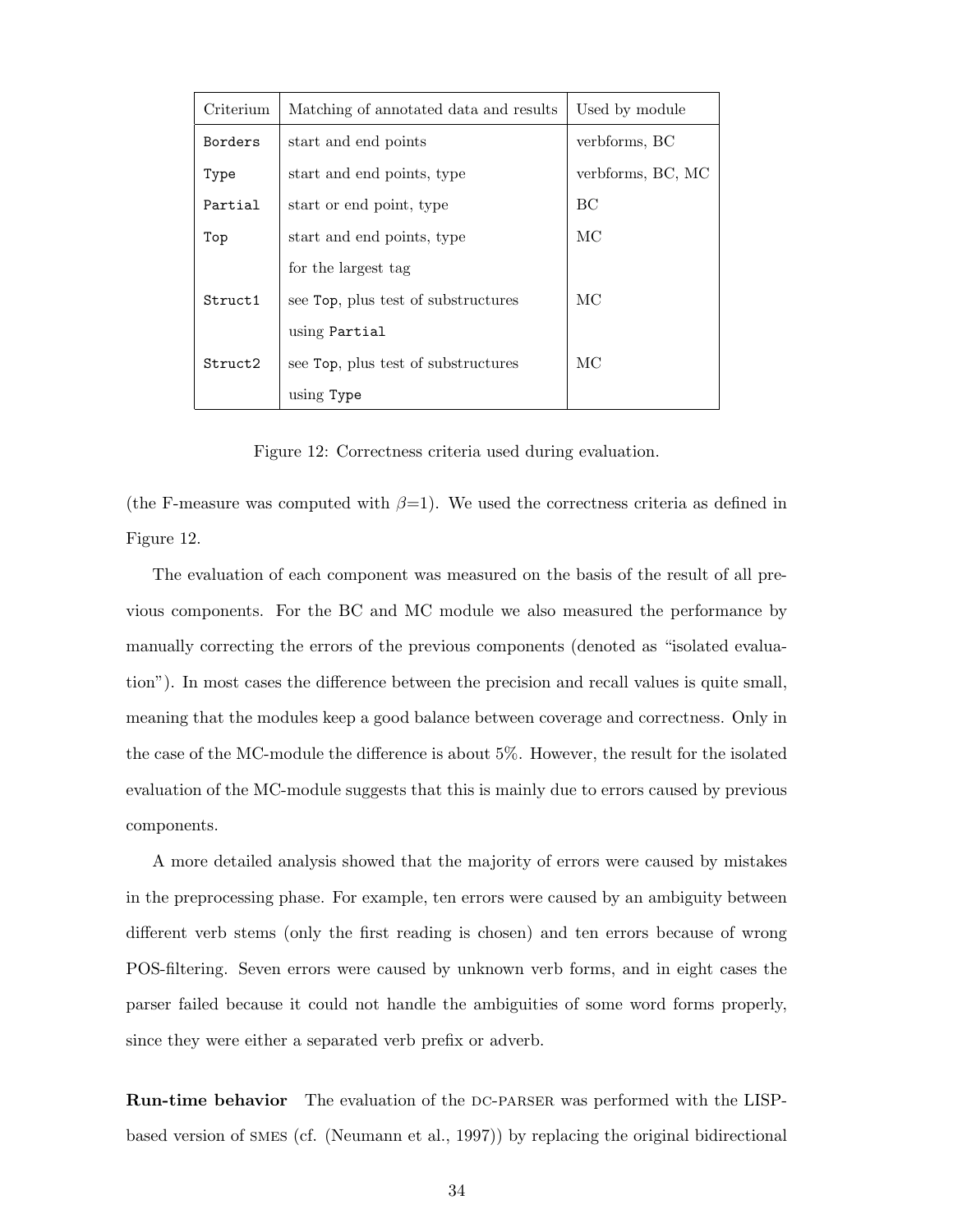| Criterium | Matching of annotated data and results | Used by module |
|---|---|---|
| `Borders` | start and end points | verbforms, BC |
| `Type` | start and end points, type | verbforms, BC, MC |
| `Partial` | start or end point, type | BC |
| `Top` | start and end points, type for the largest tag | MC |
| `Struct1` | see `Top`, plus test of substructures using `Partial` | MC |
| `Struct2` | see `Top`, plus test of substructures using `Type` | MC |

Figure 12: Correctness criteria used during evaluation.

(the F-measure was computed with $\beta$=1). We used the correctness criteria as defined in Figure 12.

The evaluation of each component was measured on the basis of the result of all previous components. For the BC and MC module we also measured the performance by manually correcting the errors of the previous components (denoted as "isolated evaluation"). In most cases the difference between the precision and recall values is quite small, meaning that the modules keep a good balance between coverage and correctness. Only in the case of the MC-module the difference is about 5%. However, the result for the isolated evaluation of the MC-module suggests that this is mainly due to errors caused by previous components.

A more detailed analysis showed that the majority of errors were caused by mistakes in the preprocessing phase. For example, ten errors were caused by an ambiguity between different verb stems (only the first reading is chosen) and ten errors because of wrong POS-filtering. Seven errors were caused by unknown verb forms, and in eight cases the parser failed because it could not handle the ambiguities of some word forms properly, since they were either a separated verb prefix or adverb.

**Run-time behavior** The evaluation of the DC-PARSER was performed with the LISP-based version of SMES (cf. (Neumann et al., 1997)) by replacing the original bidirectional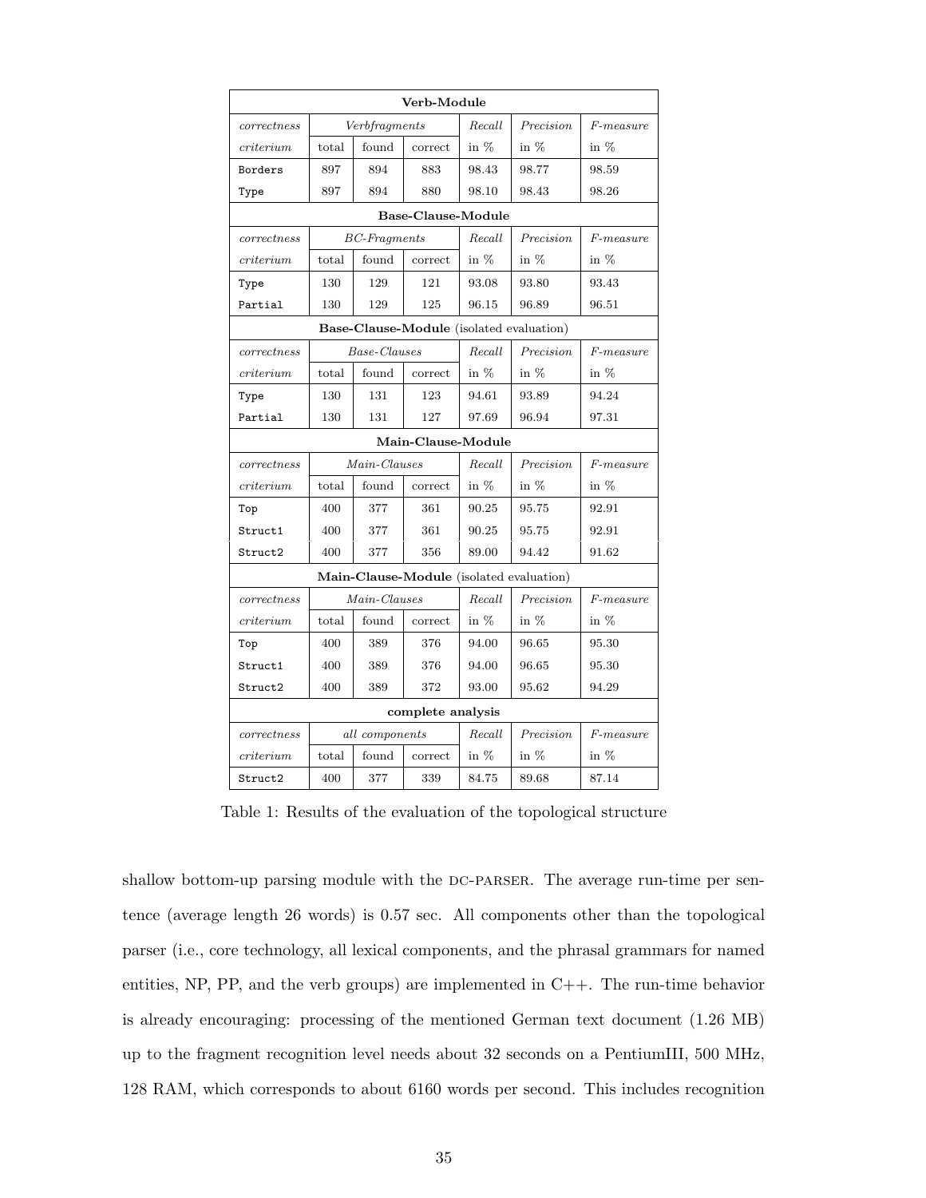| **Verb-Module** | | | | | | |
|---|---|---|---|---|---|---|
| *correctness* | *Verbfragments* | | | *Recall* | *Precision* | *F-measure* |
| *criterium* | total | found | correct | in % | in % | in % |
| `Borders` | 897 | 894 | 883 | 98.43 | 98.77 | 98.59 |
| `Type` | 897 | 894 | 880 | 98.10 | 98.43 | 98.26 |
| **Base-Clause-Module** | | | | | | |
| *correctness* | *BC-Fragments* | | | *Recall* | *Precision* | *F-measure* |
| *criterium* | total | found | correct | in % | in % | in % |
| `Type` | 130 | 129 | 121 | 93.08 | 93.80 | 93.43 |
| `Partial` | 130 | 129 | 125 | 96.15 | 96.89 | 96.51 |
| **Base-Clause-Module** (isolated evaluation) | | | | | | |
| *correctness* | *Base-Clauses* | | | *Recall* | *Precision* | *F-measure* |
| *criterium* | total | found | correct | in % | in % | in % |
| `Type` | 130 | 131 | 123 | 94.61 | 93.89 | 94.24 |
| `Partial` | 130 | 131 | 127 | 97.69 | 96.94 | 97.31 |
| **Main-Clause-Module** | | | | | | |
| *correctness* | *Main-Clauses* | | | *Recall* | *Precision* | *F-measure* |
| *criterium* | total | found | correct | in % | in % | in % |
| `Top` | 400 | 377 | 361 | 90.25 | 95.75 | 92.91 |
| `Struct1` | 400 | 377 | 361 | 90.25 | 95.75 | 92.91 |
| `Struct2` | 400 | 377 | 356 | 89.00 | 94.42 | 91.62 |
| **Main-Clause-Module** (isolated evaluation) | | | | | | |
| *correctness* | *Main-Clauses* | | | *Recall* | *Precision* | *F-measure* |
| *criterium* | total | found | correct | in % | in % | in % |
| `Top` | 400 | 389 | 376 | 94.00 | 96.65 | 95.30 |
| `Struct1` | 400 | 389 | 376 | 94.00 | 96.65 | 95.30 |
| `Struct2` | 400 | 389 | 372 | 93.00 | 95.62 | 94.29 |
| **complete analysis** | | | | | | |
| *correctness* | *all components* | | | *Recall* | *Precision* | *F-measure* |
| *criterium* | total | found | correct | in % | in % | in % |
| `Struct2` | 400 | 377 | 339 | 84.75 | 89.68 | 87.14 |

Table 1: Results of the evaluation of the topological structure

shallow bottom-up parsing module with the DC-PARSER. The average run-time per sentence (average length 26 words) is 0.57 sec. All components other than the topological parser (i.e., core technology, all lexical components, and the phrasal grammars for named entities, NP, PP, and the verb groups) are implemented in C++. The run-time behavior is already encouraging: processing of the mentioned German text document (1.26 MB) up to the fragment recognition level needs about 32 seconds on a PentiumIII, 500 MHz, 128 RAM, which corresponds to about 6160 words per second. This includes recognition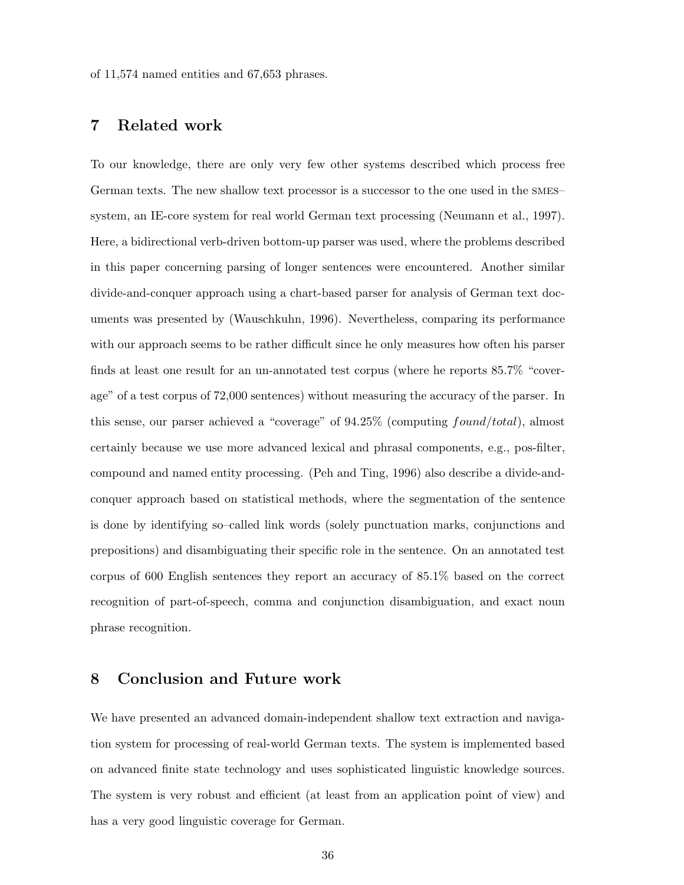of 11,574 named entities and 67,653 phrases.

## 7 Related work

To our knowledge, there are only very few other systems described which process free German texts. The new shallow text processor is a successor to the one used in the SMES–system, an IE-core system for real world German text processing (Neumann et al., 1997). Here, a bidirectional verb-driven bottom-up parser was used, where the problems described in this paper concerning parsing of longer sentences were encountered. Another similar divide-and-conquer approach using a chart-based parser for analysis of German text documents was presented by (Wauschkuhn, 1996). Nevertheless, comparing its performance with our approach seems to be rather difficult since he only measures how often his parser finds at least one result for an un-annotated test corpus (where he reports 85.7% "coverage" of a test corpus of 72,000 sentences) without measuring the accuracy of the parser. In this sense, our parser achieved a "coverage" of 94.25% (computing $found/total$), almost certainly because we use more advanced lexical and phrasal components, e.g., pos-filter, compound and named entity processing. (Peh and Ting, 1996) also describe a divide-and-conquer approach based on statistical methods, where the segmentation of the sentence is done by identifying so–called link words (solely punctuation marks, conjunctions and prepositions) and disambiguating their specific role in the sentence. On an annotated test corpus of 600 English sentences they report an accuracy of 85.1% based on the correct recognition of part-of-speech, comma and conjunction disambiguation, and exact noun phrase recognition.

## 8 Conclusion and Future work

We have presented an advanced domain-independent shallow text extraction and navigation system for processing of real-world German texts. The system is implemented based on advanced finite state technology and uses sophisticated linguistic knowledge sources. The system is very robust and efficient (at least from an application point of view) and has a very good linguistic coverage for German.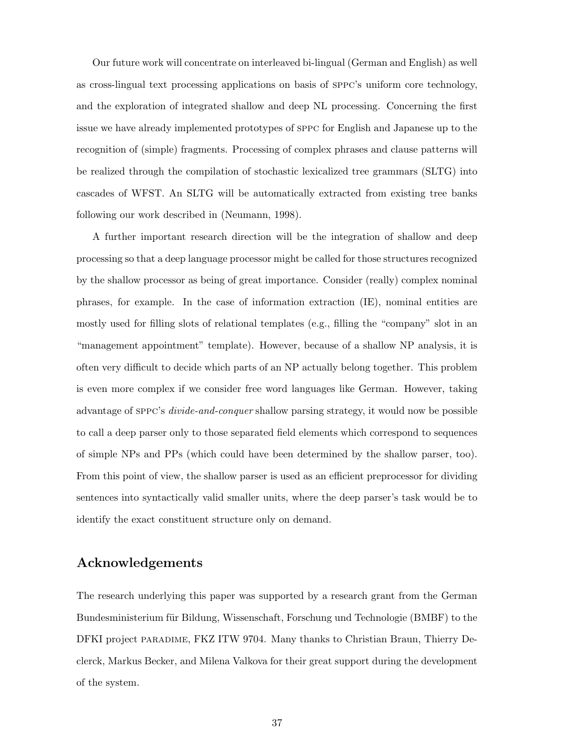Our future work will concentrate on interleaved bi-lingual (German and English) as well as cross-lingual text processing applications on basis of SPPC's uniform core technology, and the exploration of integrated shallow and deep NL processing. Concerning the first issue we have already implemented prototypes of SPPC for English and Japanese up to the recognition of (simple) fragments. Processing of complex phrases and clause patterns will be realized through the compilation of stochastic lexicalized tree grammars (SLTG) into cascades of WFST. An SLTG will be automatically extracted from existing tree banks following our work described in (Neumann, 1998).

A further important research direction will be the integration of shallow and deep processing so that a deep language processor might be called for those structures recognized by the shallow processor as being of great importance. Consider (really) complex nominal phrases, for example. In the case of information extraction (IE), nominal entities are mostly used for filling slots of relational templates (e.g., filling the "company" slot in an "management appointment" template). However, because of a shallow NP analysis, it is often very difficult to decide which parts of an NP actually belong together. This problem is even more complex if we consider free word languages like German. However, taking advantage of SPPC's *divide-and-conquer* shallow parsing strategy, it would now be possible to call a deep parser only to those separated field elements which correspond to sequences of simple NPs and PPs (which could have been determined by the shallow parser, too). From this point of view, the shallow parser is used as an efficient preprocessor for dividing sentences into syntactically valid smaller units, where the deep parser's task would be to identify the exact constituent structure only on demand.

## Acknowledgements

The research underlying this paper was supported by a research grant from the German Bundesministerium für Bildung, Wissenschaft, Forschung und Technologie (BMBF) to the DFKI project PARADIME, FKZ ITW 9704. Many thanks to Christian Braun, Thierry Declerck, Markus Becker, and Milena Valkova for their great support during the development of the system.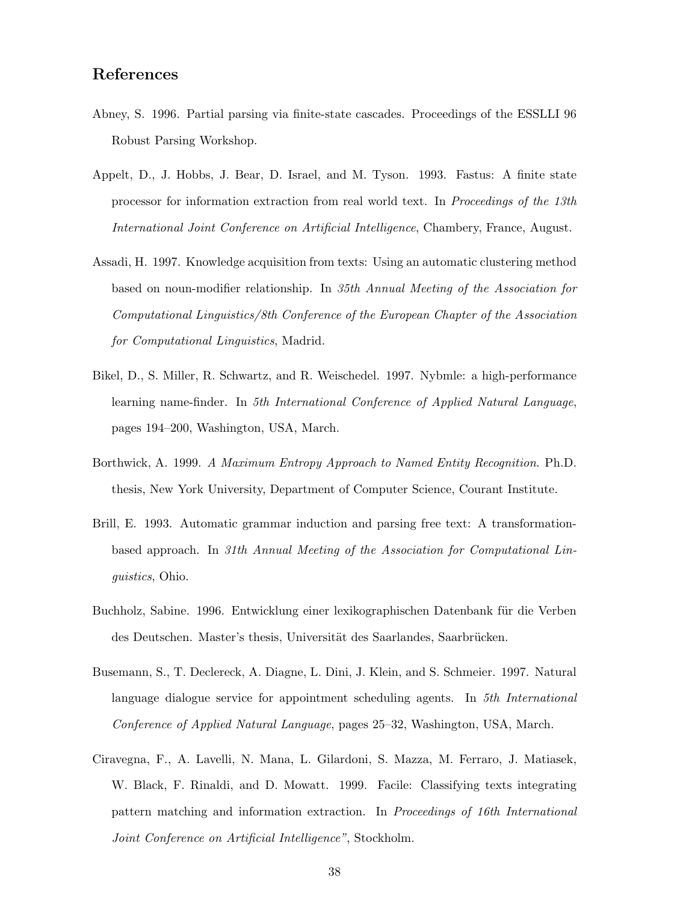## References

Abney, S. 1996. Partial parsing via finite-state cascades. Proceedings of the ESSLLI 96 Robust Parsing Workshop.

Appelt, D., J. Hobbs, J. Bear, D. Israel, and M. Tyson. 1993. Fastus: A finite state processor for information extraction from real world text. In *Proceedings of the 13th International Joint Conference on Artificial Intelligence*, Chambery, France, August.

Assadi, H. 1997. Knowledge acquisition from texts: Using an automatic clustering method based on noun-modifier relationship. In *35th Annual Meeting of the Association for Computational Linguistics/8th Conference of the European Chapter of the Association for Computational Linguistics*, Madrid.

Bikel, D., S. Miller, R. Schwartz, and R. Weischedel. 1997. Nybmle: a high-performance learning name-finder. In *5th International Conference of Applied Natural Language*, pages 194–200, Washington, USA, March.

Borthwick, A. 1999. *A Maximum Entropy Approach to Named Entity Recognition*. Ph.D. thesis, New York University, Department of Computer Science, Courant Institute.

Brill, E. 1993. Automatic grammar induction and parsing free text: A transformation-based approach. In *31th Annual Meeting of the Association for Computational Linguistics*, Ohio.

Buchholz, Sabine. 1996. Entwicklung einer lexikographischen Datenbank für die Verben des Deutschen. Master's thesis, Universität des Saarlandes, Saarbrücken.

Busemann, S., T. Declereck, A. Diagne, L. Dini, J. Klein, and S. Schmeier. 1997. Natural language dialogue service for appointment scheduling agents. In *5th International Conference of Applied Natural Language*, pages 25–32, Washington, USA, March.

Ciravegna, F., A. Lavelli, N. Mana, L. Gilardoni, S. Mazza, M. Ferraro, J. Matiasek, W. Black, F. Rinaldi, and D. Mowatt. 1999. Facile: Classifying texts integrating pattern matching and information extraction. In *Proceedings of 16th International Joint Conference on Artificial Intelligence"*, Stockholm.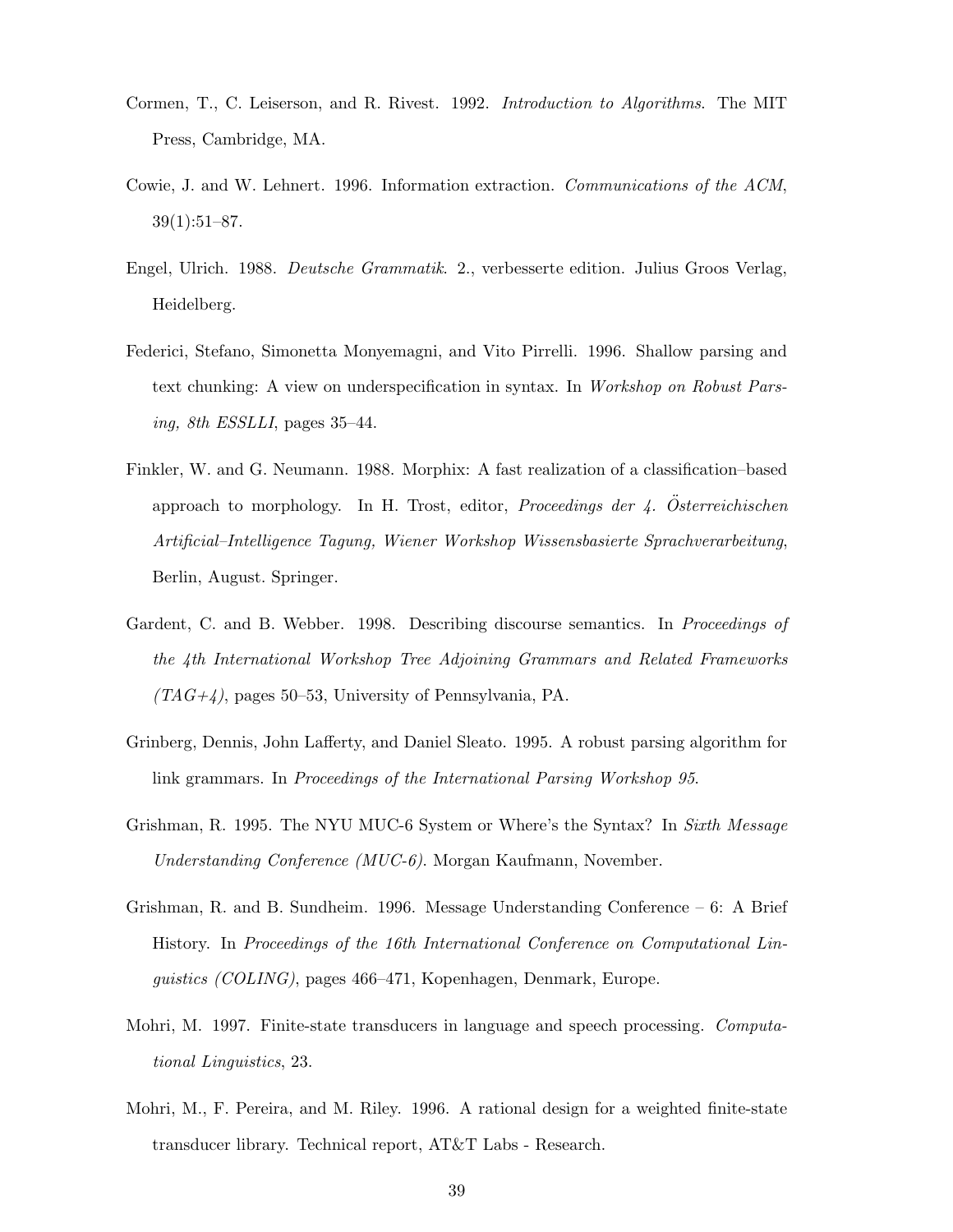Cormen, T., C. Leiserson, and R. Rivest. 1992. *Introduction to Algorithms*. The MIT Press, Cambridge, MA.

Cowie, J. and W. Lehnert. 1996. Information extraction. *Communications of the ACM*, 39(1):51–87.

Engel, Ulrich. 1988. *Deutsche Grammatik*. 2., verbesserte edition. Julius Groos Verlag, Heidelberg.

Federici, Stefano, Simonetta Monyemagni, and Vito Pirrelli. 1996. Shallow parsing and text chunking: A view on underspecification in syntax. In *Workshop on Robust Parsing, 8th ESSLLI*, pages 35–44.

Finkler, W. and G. Neumann. 1988. Morphix: A fast realization of a classification–based approach to morphology. In H. Trost, editor, *Proceedings der 4. Österreichischen Artificial–Intelligence Tagung, Wiener Workshop Wissensbasierte Sprachverarbeitung*, Berlin, August. Springer.

Gardent, C. and B. Webber. 1998. Describing discourse semantics. In *Proceedings of the 4th International Workshop Tree Adjoining Grammars and Related Frameworks (TAG+4)*, pages 50–53, University of Pennsylvania, PA.

Grinberg, Dennis, John Lafferty, and Daniel Sleato. 1995. A robust parsing algorithm for link grammars. In *Proceedings of the International Parsing Workshop 95*.

Grishman, R. 1995. The NYU MUC-6 System or Where's the Syntax? In *Sixth Message Understanding Conference (MUC-6)*. Morgan Kaufmann, November.

Grishman, R. and B. Sundheim. 1996. Message Understanding Conference – 6: A Brief History. In *Proceedings of the 16th International Conference on Computational Linguistics (COLING)*, pages 466–471, Kopenhagen, Denmark, Europe.

Mohri, M. 1997. Finite-state transducers in language and speech processing. *Computational Linguistics*, 23.

Mohri, M., F. Pereira, and M. Riley. 1996. A rational design for a weighted finite-state transducer library. Technical report, AT&T Labs - Research.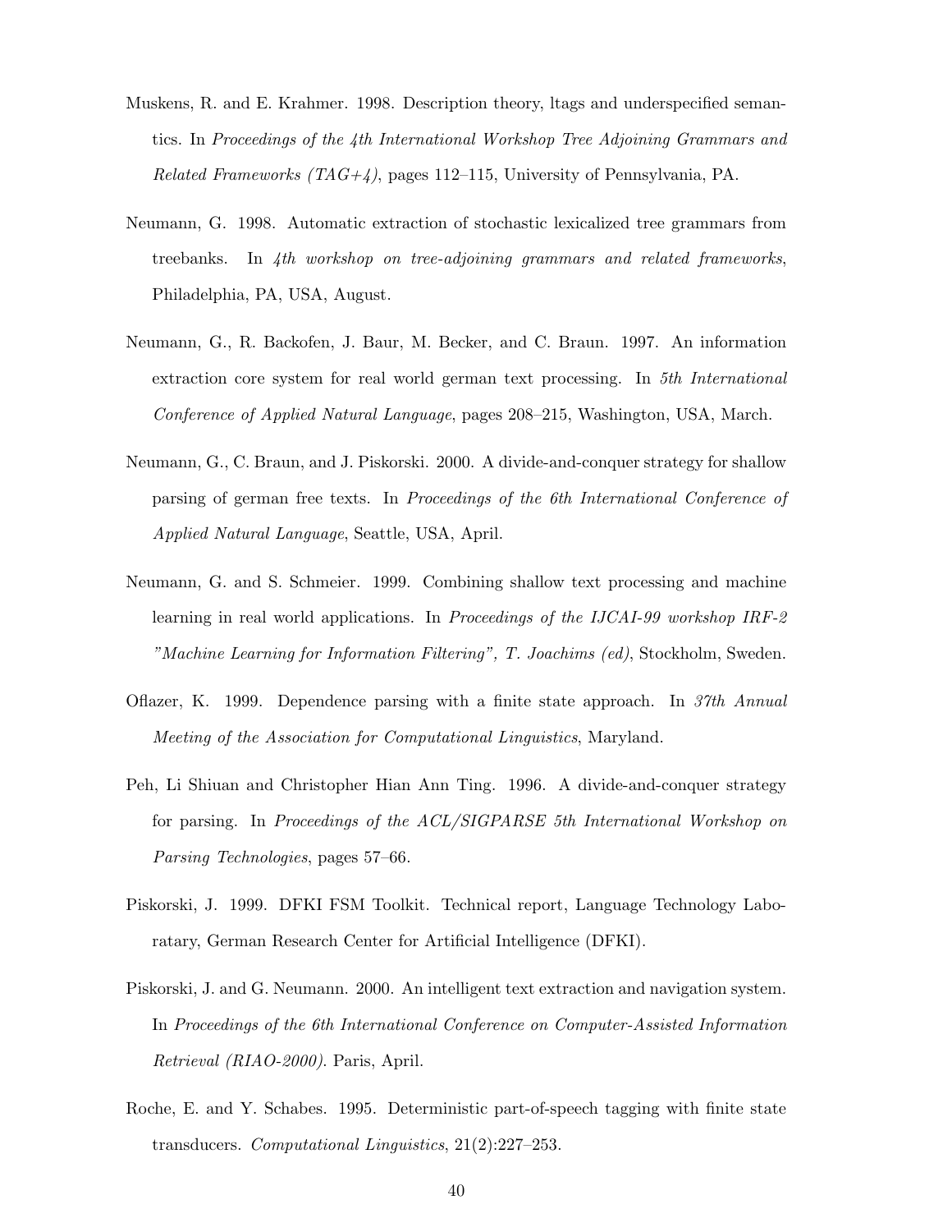Muskens, R. and E. Krahmer. 1998. Description theory, ltags and underspecified semantics. In *Proceedings of the 4th International Workshop Tree Adjoining Grammars and Related Frameworks (TAG+4)*, pages 112–115, University of Pennsylvania, PA.

Neumann, G. 1998. Automatic extraction of stochastic lexicalized tree grammars from treebanks. In *4th workshop on tree-adjoining grammars and related frameworks*, Philadelphia, PA, USA, August.

Neumann, G., R. Backofen, J. Baur, M. Becker, and C. Braun. 1997. An information extraction core system for real world german text processing. In *5th International Conference of Applied Natural Language*, pages 208–215, Washington, USA, March.

Neumann, G., C. Braun, and J. Piskorski. 2000. A divide-and-conquer strategy for shallow parsing of german free texts. In *Proceedings of the 6th International Conference of Applied Natural Language*, Seattle, USA, April.

Neumann, G. and S. Schmeier. 1999. Combining shallow text processing and machine learning in real world applications. In *Proceedings of the IJCAI-99 workshop IRF-2 "Machine Learning for Information Filtering", T. Joachims (ed)*, Stockholm, Sweden.

Oflazer, K. 1999. Dependence parsing with a finite state approach. In *37th Annual Meeting of the Association for Computational Linguistics*, Maryland.

Peh, Li Shiuan and Christopher Hian Ann Ting. 1996. A divide-and-conquer strategy for parsing. In *Proceedings of the ACL/SIGPARSE 5th International Workshop on Parsing Technologies*, pages 57–66.

Piskorski, J. 1999. DFKI FSM Toolkit. Technical report, Language Technology Laboratary, German Research Center for Artificial Intelligence (DFKI).

Piskorski, J. and G. Neumann. 2000. An intelligent text extraction and navigation system. In *Proceedings of the 6th International Conference on Computer-Assisted Information Retrieval (RIAO-2000)*. Paris, April.

Roche, E. and Y. Schabes. 1995. Deterministic part-of-speech tagging with finite state transducers. *Computational Linguistics*, 21(2):227–253.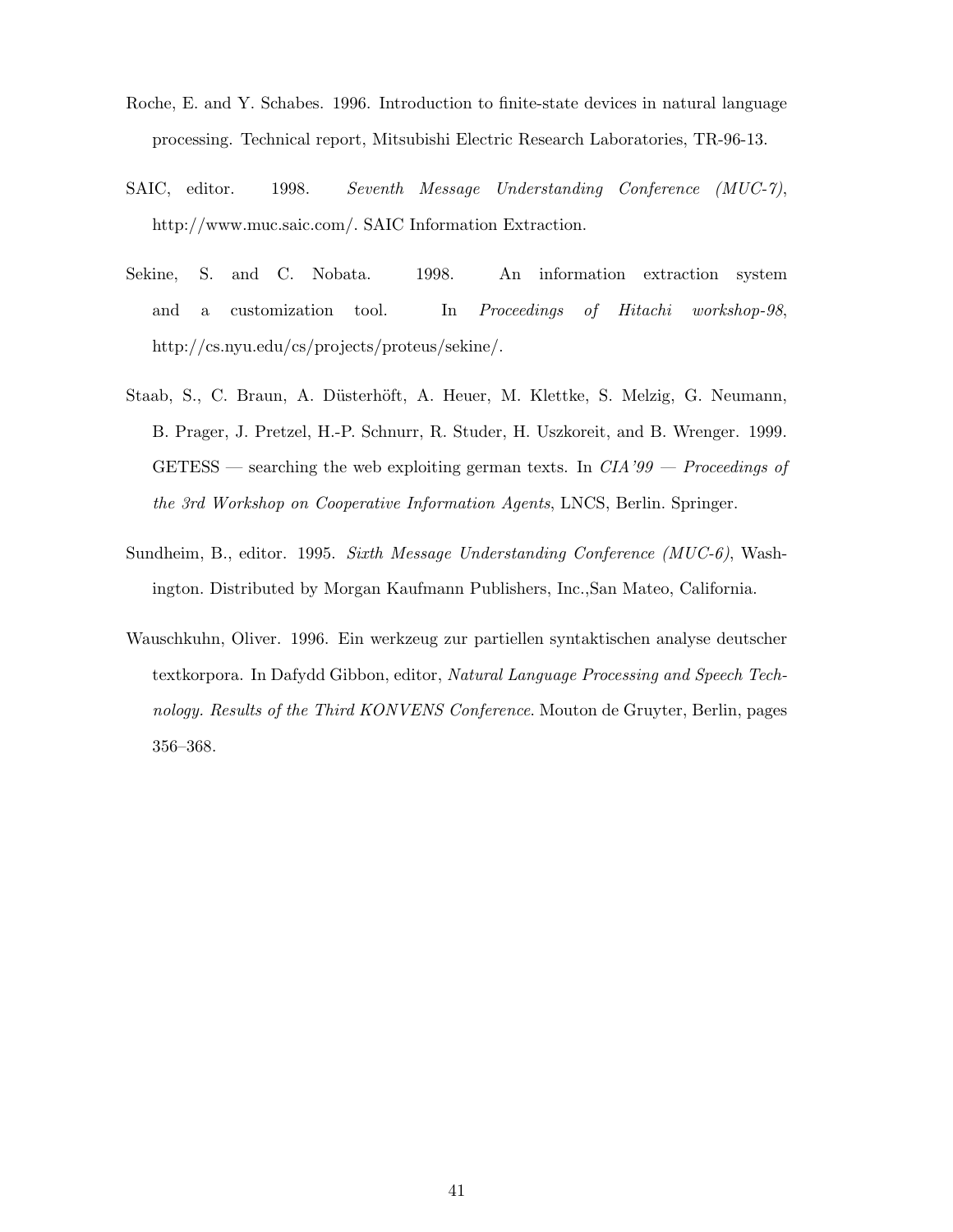Roche, E. and Y. Schabes. 1996. Introduction to finite-state devices in natural language processing. Technical report, Mitsubishi Electric Research Laboratories, TR-96-13.

SAIC, editor. 1998. *Seventh Message Understanding Conference (MUC-7)*, http://www.muc.saic.com/. SAIC Information Extraction.

Sekine, S. and C. Nobata. 1998. An information extraction system and a customization tool. In *Proceedings of Hitachi workshop-98*, http://cs.nyu.edu/cs/projects/proteus/sekine/.

Staab, S., C. Braun, A. Düsterhöft, A. Heuer, M. Klettke, S. Melzig, G. Neumann, B. Prager, J. Pretzel, H.-P. Schnurr, R. Studer, H. Uszkoreit, and B. Wrenger. 1999. GETESS — searching the web exploiting german texts. In *CIA'99 — Proceedings of the 3rd Workshop on Cooperative Information Agents*, LNCS, Berlin. Springer.

Sundheim, B., editor. 1995. *Sixth Message Understanding Conference (MUC-6)*, Washington. Distributed by Morgan Kaufmann Publishers, Inc.,San Mateo, California.

Wauschkuhn, Oliver. 1996. Ein werkzeug zur partiellen syntaktischen analyse deutscher textkorpora. In Dafydd Gibbon, editor, *Natural Language Processing and Speech Technology. Results of the Third KONVENS Conference*. Mouton de Gruyter, Berlin, pages 356–368.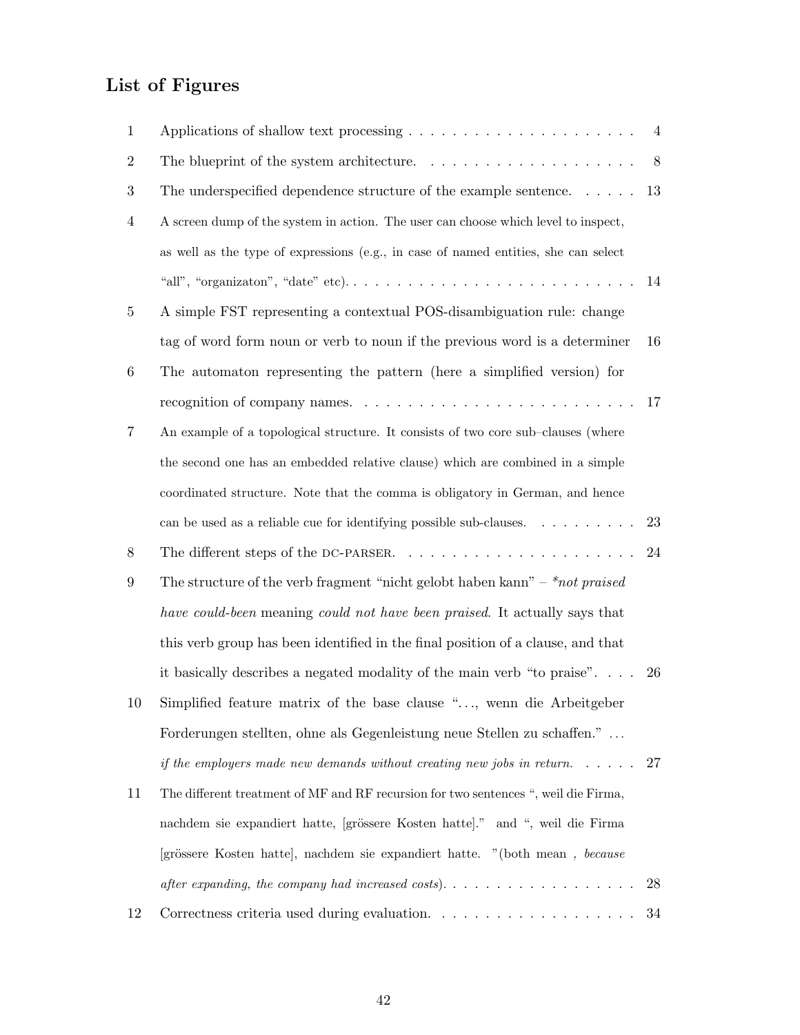# List of Figures

1 Applications of shallow text processing . . . . . . . . . . . . . . . . . . . . . . 4

2 The blueprint of the system architecture. . . . . . . . . . . . . . . . . . . . . 8

3 The underspecified dependence structure of the example sentence. . . . . . 13

4 A screen dump of the system in action. The user can choose which level to inspect, as well as the type of expressions (e.g., in case of named entities, she can select "all", "organizaton", "date" etc). . . . . . . . . . . . . . . . . . . . . . . . . . 14

5 A simple FST representing a contextual POS-disambiguation rule: change tag of word form noun or verb to noun if the previous word is a determiner 16

6 The automaton representing the pattern (here a simplified version) for recognition of company names. . . . . . . . . . . . . . . . . . . . . . . . . . 17

7 An example of a topological structure. It consists of two core sub–clauses (where the second one has an embedded relative clause) which are combined in a simple coordinated structure. Note that the comma is obligatory in German, and hence can be used as a reliable cue for identifying possible sub-clauses. . . . . . . . . . 23

8 The different steps of the DC-PARSER. . . . . . . . . . . . . . . . . . . . . . 24

9 The structure of the verb fragment "nicht gelobt haben kann" – **not praised have could-been* meaning *could not have been praised*. It actually says that this verb group has been identified in the final position of a clause, and that it basically describes a negated modality of the main verb "to praise". . . . 26

10 Simplified feature matrix of the base clause "..., wenn die Arbeitgeber Forderungen stellten, ohne als Gegenleistung neue Stellen zu schaffen." ... *if the employers made new demands without creating new jobs in return.* . . . . . 27

11 The different treatment of MF and RF recursion for two sentences ", weil die Firma, nachdem sie expandiert hatte, [grössere Kosten hatte]." and ", weil die Firma [grössere Kosten hatte], nachdem sie expandiert hatte. "(both mean *, because after expanding, the company had increased costs*). . . . . . . . . . . . . . . . . . 28

12 Correctness criteria used during evaluation. . . . . . . . . . . . . . . . . . . 34